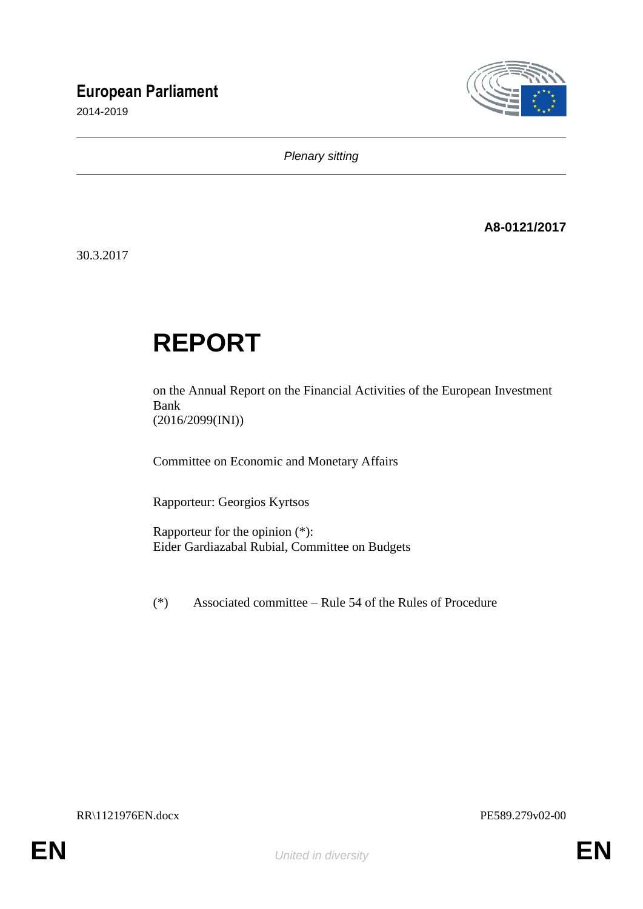# European Parliament

2014-2019

*Plenary sitting*

**A8-0121/2017**

30.3.2017

# REPORT

on the Annual Report on the Financial Activities of the European Investment Bank
(2016/2099(INI))

Committee on Economic and Monetary Affairs

Rapporteur: Georgios Kyrtsos

Rapporteur for the opinion (*):
Eider Gardiazabal Rubial, Committee on Budgets

(*) Associated committee – Rule 54 of the Rules of Procedure

RR\1121976EN.docx PE589.279v02-00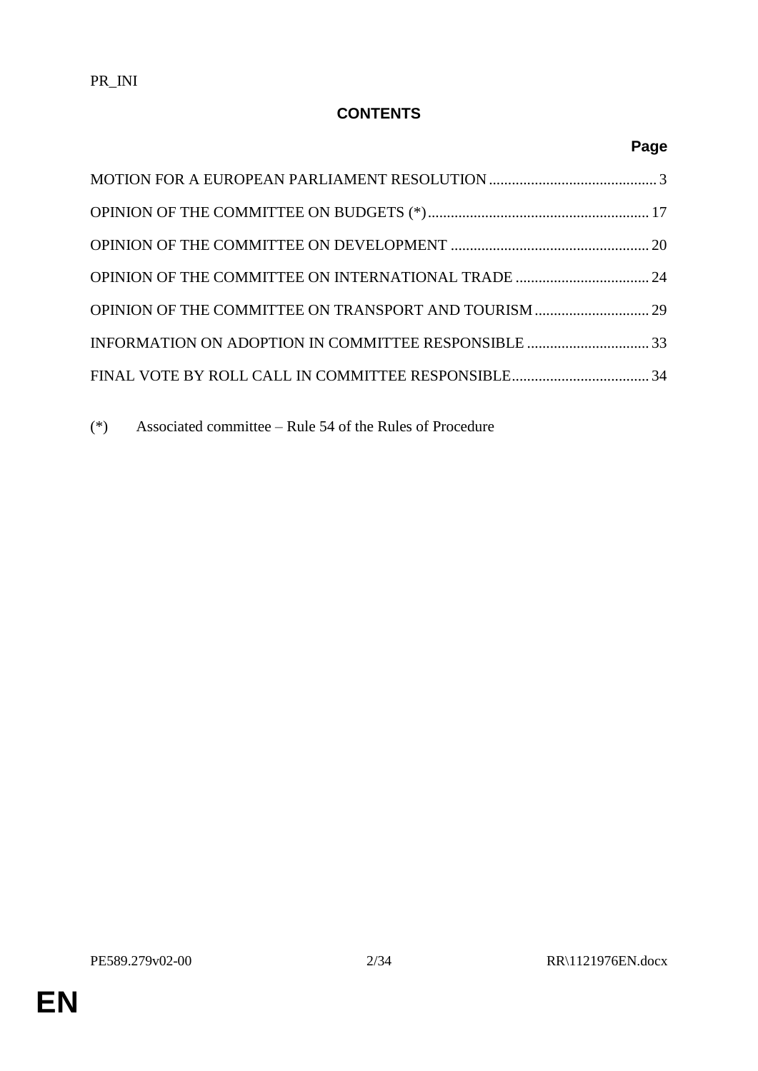PR_INI

## CONTENTS

| | Page |
|---|---|
| MOTION FOR A EUROPEAN PARLIAMENT RESOLUTION | 3 |
| OPINION OF THE COMMITTEE ON BUDGETS (*) | 17 |
| OPINION OF THE COMMITTEE ON DEVELOPMENT | 20 |
| OPINION OF THE COMMITTEE ON INTERNATIONAL TRADE | 24 |
| OPINION OF THE COMMITTEE ON TRANSPORT AND TOURISM | 29 |
| INFORMATION ON ADOPTION IN COMMITTEE RESPONSIBLE | 33 |
| FINAL VOTE BY ROLL CALL IN COMMITTEE RESPONSIBLE | 34 |

(*) Associated committee – Rule 54 of the Rules of Procedure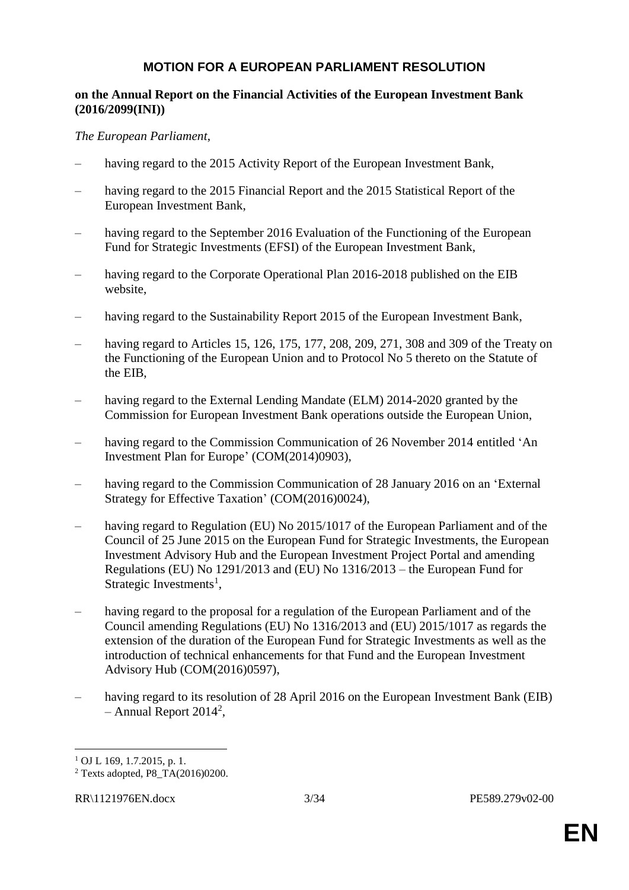# MOTION FOR A EUROPEAN PARLIAMENT RESOLUTION

**on the Annual Report on the Financial Activities of the European Investment Bank (2016/2099(INI))**

*The European Parliament*,

– having regard to the 2015 Activity Report of the European Investment Bank,

– having regard to the 2015 Financial Report and the 2015 Statistical Report of the European Investment Bank,

– having regard to the September 2016 Evaluation of the Functioning of the European Fund for Strategic Investments (EFSI) of the European Investment Bank,

– having regard to the Corporate Operational Plan 2016-2018 published on the EIB website,

– having regard to the Sustainability Report 2015 of the European Investment Bank,

– having regard to Articles 15, 126, 175, 177, 208, 209, 271, 308 and 309 of the Treaty on the Functioning of the European Union and to Protocol No 5 thereto on the Statute of the EIB,

– having regard to the External Lending Mandate (ELM) 2014-2020 granted by the Commission for European Investment Bank operations outside the European Union,

– having regard to the Commission Communication of 26 November 2014 entitled 'An Investment Plan for Europe' (COM(2014)0903),

– having regard to the Commission Communication of 28 January 2016 on an 'External Strategy for Effective Taxation' (COM(2016)0024),

– having regard to Regulation (EU) No 2015/1017 of the European Parliament and of the Council of 25 June 2015 on the European Fund for Strategic Investments, the European Investment Advisory Hub and the European Investment Project Portal and amending Regulations (EU) No 1291/2013 and (EU) No 1316/2013 – the European Fund for Strategic Investments[1],

– having regard to the proposal for a regulation of the European Parliament and of the Council amending Regulations (EU) No 1316/2013 and (EU) 2015/1017 as regards the extension of the duration of the European Fund for Strategic Investments as well as the introduction of technical enhancements for that Fund and the European Investment Advisory Hub (COM(2016)0597),

– having regard to its resolution of 28 April 2016 on the European Investment Bank (EIB) – Annual Report 2014[2],

---

[1] OJ L 169, 1.7.2015, p. 1.

[2] Texts adopted, P8_TA(2016)0200.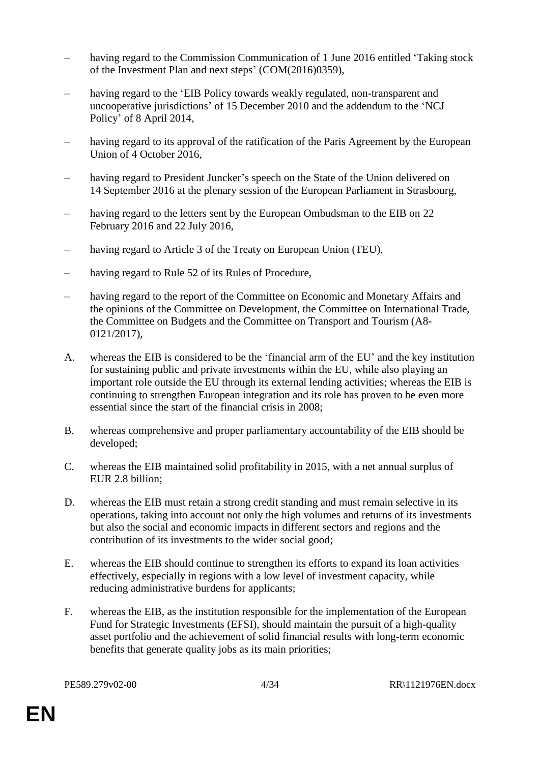– having regard to the Commission Communication of 1 June 2016 entitled 'Taking stock of the Investment Plan and next steps' (COM(2016)0359),

– having regard to the 'EIB Policy towards weakly regulated, non-transparent and uncooperative jurisdictions' of 15 December 2010 and the addendum to the 'NCJ Policy' of 8 April 2014,

– having regard to its approval of the ratification of the Paris Agreement by the European Union of 4 October 2016,

– having regard to President Juncker's speech on the State of the Union delivered on 14 September 2016 at the plenary session of the European Parliament in Strasbourg,

– having regard to the letters sent by the European Ombudsman to the EIB on 22 February 2016 and 22 July 2016,

– having regard to Article 3 of the Treaty on European Union (TEU),

– having regard to Rule 52 of its Rules of Procedure,

– having regard to the report of the Committee on Economic and Monetary Affairs and the opinions of the Committee on Development, the Committee on International Trade, the Committee on Budgets and the Committee on Transport and Tourism (A8-0121/2017),

A. whereas the EIB is considered to be the 'financial arm of the EU' and the key institution for sustaining public and private investments within the EU, while also playing an important role outside the EU through its external lending activities; whereas the EIB is continuing to strengthen European integration and its role has proven to be even more essential since the start of the financial crisis in 2008;

B. whereas comprehensive and proper parliamentary accountability of the EIB should be developed;

C. whereas the EIB maintained solid profitability in 2015, with a net annual surplus of EUR 2.8 billion;

D. whereas the EIB must retain a strong credit standing and must remain selective in its operations, taking into account not only the high volumes and returns of its investments but also the social and economic impacts in different sectors and regions and the contribution of its investments to the wider social good;

E. whereas the EIB should continue to strengthen its efforts to expand its loan activities effectively, especially in regions with a low level of investment capacity, while reducing administrative burdens for applicants;

F. whereas the EIB, as the institution responsible for the implementation of the European Fund for Strategic Investments (EFSI), should maintain the pursuit of a high-quality asset portfolio and the achievement of solid financial results with long-term economic benefits that generate quality jobs as its main priorities;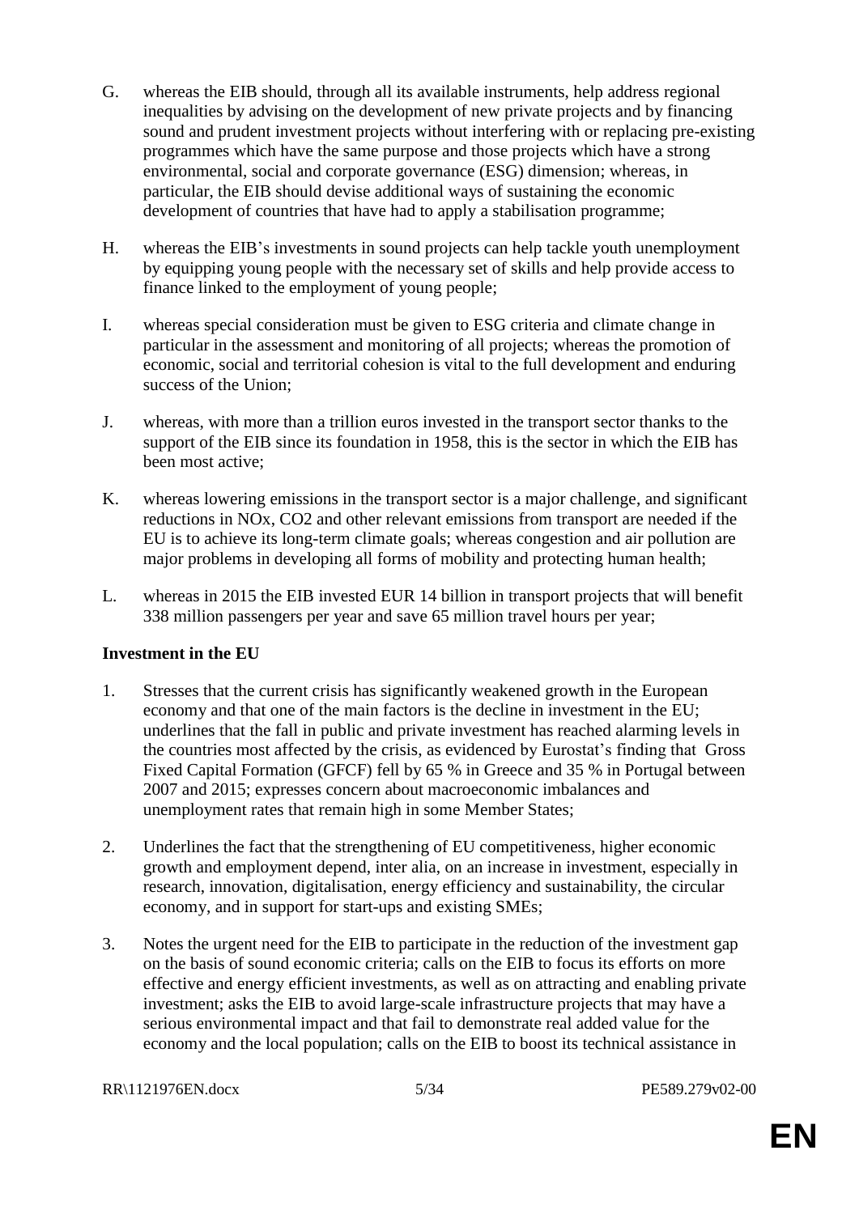G. whereas the EIB should, through all its available instruments, help address regional inequalities by advising on the development of new private projects and by financing sound and prudent investment projects without interfering with or replacing pre-existing programmes which have the same purpose and those projects which have a strong environmental, social and corporate governance (ESG) dimension; whereas, in particular, the EIB should devise additional ways of sustaining the economic development of countries that have had to apply a stabilisation programme;

H. whereas the EIB's investments in sound projects can help tackle youth unemployment by equipping young people with the necessary set of skills and help provide access to finance linked to the employment of young people;

I. whereas special consideration must be given to ESG criteria and climate change in particular in the assessment and monitoring of all projects; whereas the promotion of economic, social and territorial cohesion is vital to the full development and enduring success of the Union;

J. whereas, with more than a trillion euros invested in the transport sector thanks to the support of the EIB since its foundation in 1958, this is the sector in which the EIB has been most active;

K. whereas lowering emissions in the transport sector is a major challenge, and significant reductions in NOx, $CO_2$ and other relevant emissions from transport are needed if the EU is to achieve its long-term climate goals; whereas congestion and air pollution are major problems in developing all forms of mobility and protecting human health;

L. whereas in 2015 the EIB invested EUR 14 billion in transport projects that will benefit 338 million passengers per year and save 65 million travel hours per year;

**Investment in the EU**

1. Stresses that the current crisis has significantly weakened growth in the European economy and that one of the main factors is the decline in investment in the EU; underlines that the fall in public and private investment has reached alarming levels in the countries most affected by the crisis, as evidenced by Eurostat's finding that Gross Fixed Capital Formation (GFCF) fell by 65 % in Greece and 35 % in Portugal between 2007 and 2015; expresses concern about macroeconomic imbalances and unemployment rates that remain high in some Member States;

2. Underlines the fact that the strengthening of EU competitiveness, higher economic growth and employment depend, inter alia, on an increase in investment, especially in research, innovation, digitalisation, energy efficiency and sustainability, the circular economy, and in support for start-ups and existing SMEs;

3. Notes the urgent need for the EIB to participate in the reduction of the investment gap on the basis of sound economic criteria; calls on the EIB to focus its efforts on more effective and energy efficient investments, as well as on attracting and enabling private investment; asks the EIB to avoid large-scale infrastructure projects that may have a serious environmental impact and that fail to demonstrate real added value for the economy and the local population; calls on the EIB to boost its technical assistance in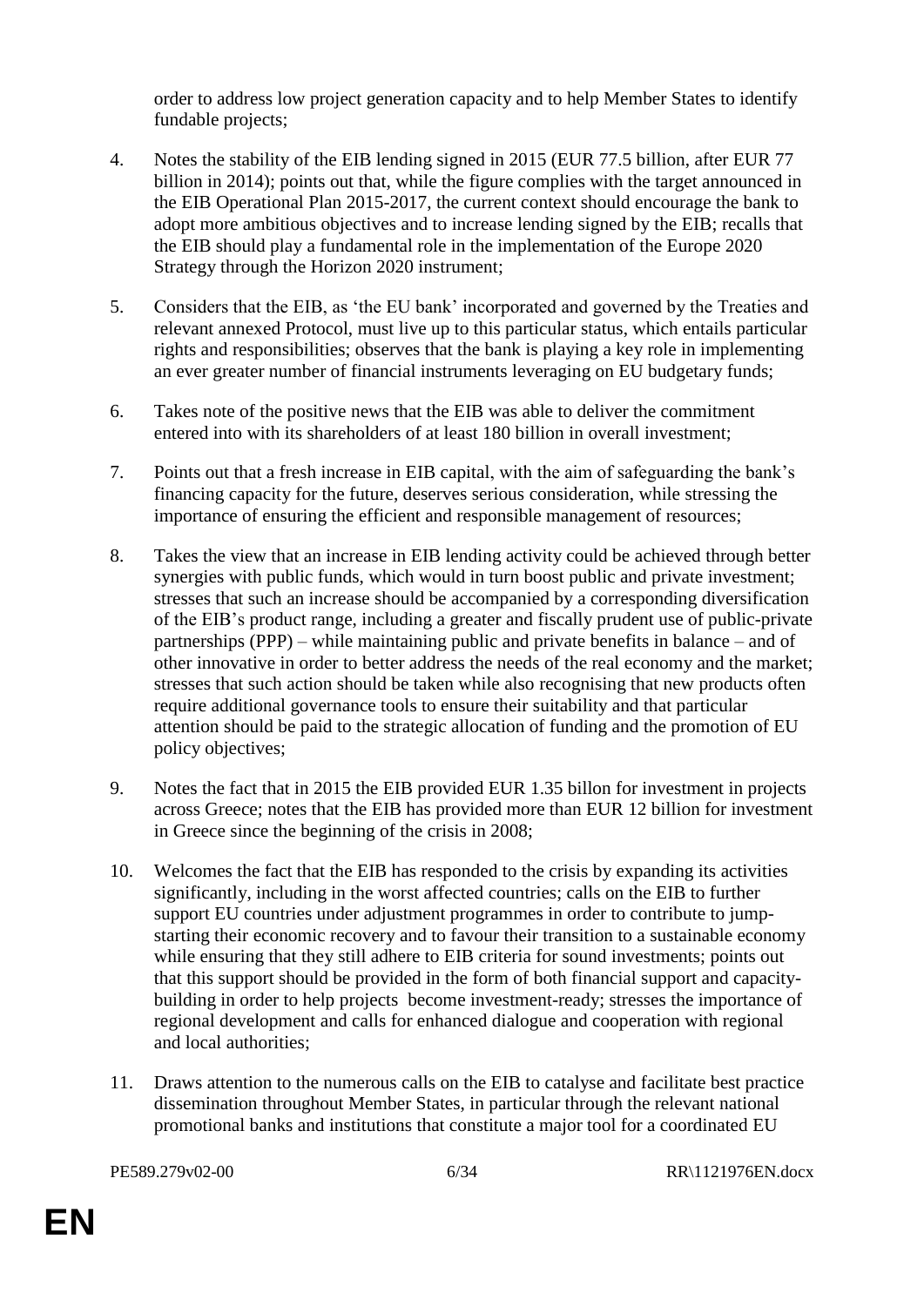order to address low project generation capacity and to help Member States to identify fundable projects;

4. Notes the stability of the EIB lending signed in 2015 (EUR 77.5 billion, after EUR 77 billion in 2014); points out that, while the figure complies with the target announced in the EIB Operational Plan 2015-2017, the current context should encourage the bank to adopt more ambitious objectives and to increase lending signed by the EIB; recalls that the EIB should play a fundamental role in the implementation of the Europe 2020 Strategy through the Horizon 2020 instrument;

5. Considers that the EIB, as 'the EU bank' incorporated and governed by the Treaties and relevant annexed Protocol, must live up to this particular status, which entails particular rights and responsibilities; observes that the bank is playing a key role in implementing an ever greater number of financial instruments leveraging on EU budgetary funds;

6. Takes note of the positive news that the EIB was able to deliver the commitment entered into with its shareholders of at least 180 billion in overall investment;

7. Points out that a fresh increase in EIB capital, with the aim of safeguarding the bank's financing capacity for the future, deserves serious consideration, while stressing the importance of ensuring the efficient and responsible management of resources;

8. Takes the view that an increase in EIB lending activity could be achieved through better synergies with public funds, which would in turn boost public and private investment; stresses that such an increase should be accompanied by a corresponding diversification of the EIB's product range, including a greater and fiscally prudent use of public-private partnerships (PPP) – while maintaining public and private benefits in balance – and of other innovative in order to better address the needs of the real economy and the market; stresses that such action should be taken while also recognising that new products often require additional governance tools to ensure their suitability and that particular attention should be paid to the strategic allocation of funding and the promotion of EU policy objectives;

9. Notes the fact that in 2015 the EIB provided EUR 1.35 billon for investment in projects across Greece; notes that the EIB has provided more than EUR 12 billion for investment in Greece since the beginning of the crisis in 2008;

10. Welcomes the fact that the EIB has responded to the crisis by expanding its activities significantly, including in the worst affected countries; calls on the EIB to further support EU countries under adjustment programmes in order to contribute to jump-starting their economic recovery and to favour their transition to a sustainable economy while ensuring that they still adhere to EIB criteria for sound investments; points out that this support should be provided in the form of both financial support and capacity-building in order to help projects become investment-ready; stresses the importance of regional development and calls for enhanced dialogue and cooperation with regional and local authorities;

11. Draws attention to the numerous calls on the EIB to catalyse and facilitate best practice dissemination throughout Member States, in particular through the relevant national promotional banks and institutions that constitute a major tool for a coordinated EU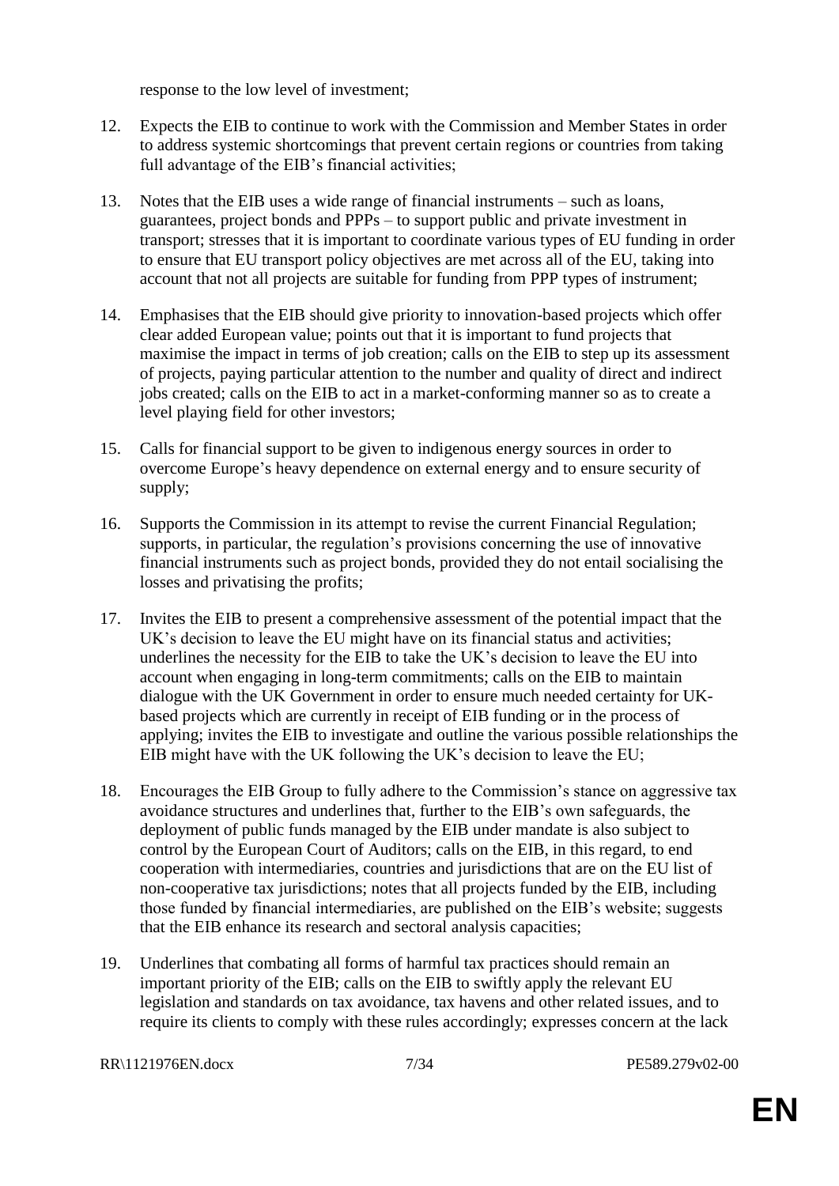response to the low level of investment;

12. Expects the EIB to continue to work with the Commission and Member States in order to address systemic shortcomings that prevent certain regions or countries from taking full advantage of the EIB's financial activities;

13. Notes that the EIB uses a wide range of financial instruments – such as loans, guarantees, project bonds and PPPs – to support public and private investment in transport; stresses that it is important to coordinate various types of EU funding in order to ensure that EU transport policy objectives are met across all of the EU, taking into account that not all projects are suitable for funding from PPP types of instrument;

14. Emphasises that the EIB should give priority to innovation-based projects which offer clear added European value; points out that it is important to fund projects that maximise the impact in terms of job creation; calls on the EIB to step up its assessment of projects, paying particular attention to the number and quality of direct and indirect jobs created; calls on the EIB to act in a market-conforming manner so as to create a level playing field for other investors;

15. Calls for financial support to be given to indigenous energy sources in order to overcome Europe's heavy dependence on external energy and to ensure security of supply;

16. Supports the Commission in its attempt to revise the current Financial Regulation; supports, in particular, the regulation's provisions concerning the use of innovative financial instruments such as project bonds, provided they do not entail socialising the losses and privatising the profits;

17. Invites the EIB to present a comprehensive assessment of the potential impact that the UK's decision to leave the EU might have on its financial status and activities; underlines the necessity for the EIB to take the UK's decision to leave the EU into account when engaging in long-term commitments; calls on the EIB to maintain dialogue with the UK Government in order to ensure much needed certainty for UK-based projects which are currently in receipt of EIB funding or in the process of applying; invites the EIB to investigate and outline the various possible relationships the EIB might have with the UK following the UK's decision to leave the EU;

18. Encourages the EIB Group to fully adhere to the Commission's stance on aggressive tax avoidance structures and underlines that, further to the EIB's own safeguards, the deployment of public funds managed by the EIB under mandate is also subject to control by the European Court of Auditors; calls on the EIB, in this regard, to end cooperation with intermediaries, countries and jurisdictions that are on the EU list of non-cooperative tax jurisdictions; notes that all projects funded by the EIB, including those funded by financial intermediaries, are published on the EIB's website; suggests that the EIB enhance its research and sectoral analysis capacities;

19. Underlines that combating all forms of harmful tax practices should remain an important priority of the EIB; calls on the EIB to swiftly apply the relevant EU legislation and standards on tax avoidance, tax havens and other related issues, and to require its clients to comply with these rules accordingly; expresses concern at the lack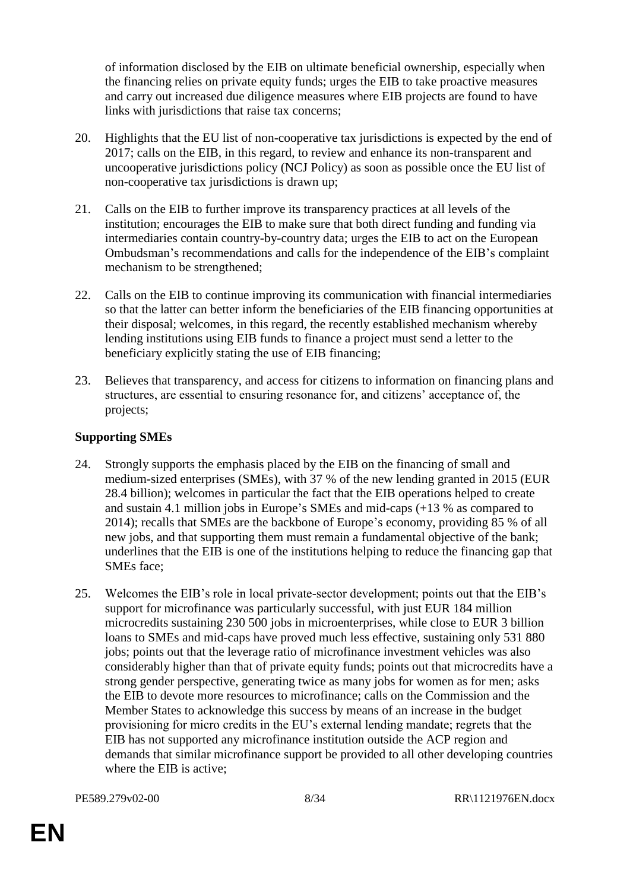of information disclosed by the EIB on ultimate beneficial ownership, especially when the financing relies on private equity funds; urges the EIB to take proactive measures and carry out increased due diligence measures where EIB projects are found to have links with jurisdictions that raise tax concerns;

20. Highlights that the EU list of non-cooperative tax jurisdictions is expected by the end of 2017; calls on the EIB, in this regard, to review and enhance its non-transparent and uncooperative jurisdictions policy (NCJ Policy) as soon as possible once the EU list of non-cooperative tax jurisdictions is drawn up;

21. Calls on the EIB to further improve its transparency practices at all levels of the institution; encourages the EIB to make sure that both direct funding and funding via intermediaries contain country-by-country data; urges the EIB to act on the European Ombudsman's recommendations and calls for the independence of the EIB's complaint mechanism to be strengthened;

22. Calls on the EIB to continue improving its communication with financial intermediaries so that the latter can better inform the beneficiaries of the EIB financing opportunities at their disposal; welcomes, in this regard, the recently established mechanism whereby lending institutions using EIB funds to finance a project must send a letter to the beneficiary explicitly stating the use of EIB financing;

23. Believes that transparency, and access for citizens to information on financing plans and structures, are essential to ensuring resonance for, and citizens' acceptance of, the projects;

**Supporting SMEs**

24. Strongly supports the emphasis placed by the EIB on the financing of small and medium-sized enterprises (SMEs), with 37 % of the new lending granted in 2015 (EUR 28.4 billion); welcomes in particular the fact that the EIB operations helped to create and sustain 4.1 million jobs in Europe's SMEs and mid-caps (+13 % as compared to 2014); recalls that SMEs are the backbone of Europe's economy, providing 85 % of all new jobs, and that supporting them must remain a fundamental objective of the bank; underlines that the EIB is one of the institutions helping to reduce the financing gap that SMEs face;

25. Welcomes the EIB's role in local private-sector development; points out that the EIB's support for microfinance was particularly successful, with just EUR 184 million microcredits sustaining 230 500 jobs in microenterprises, while close to EUR 3 billion loans to SMEs and mid-caps have proved much less effective, sustaining only 531 880 jobs; points out that the leverage ratio of microfinance investment vehicles was also considerably higher than that of private equity funds; points out that microcredits have a strong gender perspective, generating twice as many jobs for women as for men; asks the EIB to devote more resources to microfinance; calls on the Commission and the Member States to acknowledge this success by means of an increase in the budget provisioning for micro credits in the EU's external lending mandate; regrets that the EIB has not supported any microfinance institution outside the ACP region and demands that similar microfinance support be provided to all other developing countries where the EIB is active;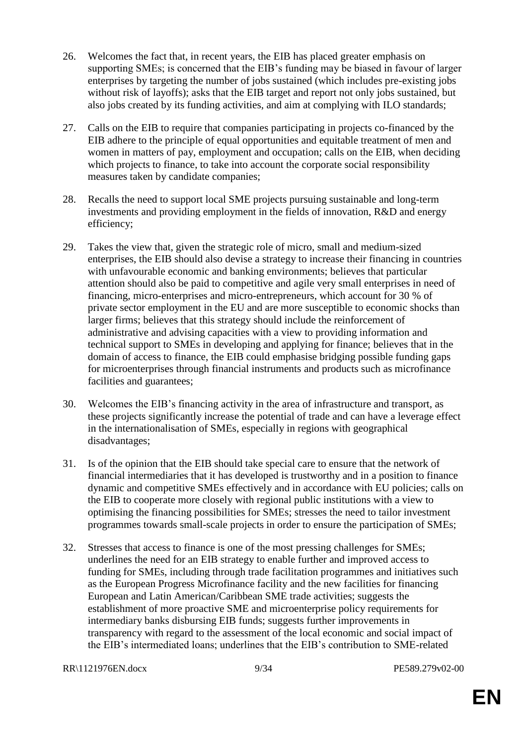26. Welcomes the fact that, in recent years, the EIB has placed greater emphasis on supporting SMEs; is concerned that the EIB's funding may be biased in favour of larger enterprises by targeting the number of jobs sustained (which includes pre-existing jobs without risk of layoffs); asks that the EIB target and report not only jobs sustained, but also jobs created by its funding activities, and aim at complying with ILO standards;

27. Calls on the EIB to require that companies participating in projects co-financed by the EIB adhere to the principle of equal opportunities and equitable treatment of men and women in matters of pay, employment and occupation; calls on the EIB, when deciding which projects to finance, to take into account the corporate social responsibility measures taken by candidate companies;

28. Recalls the need to support local SME projects pursuing sustainable and long-term investments and providing employment in the fields of innovation, R&D and energy efficiency;

29. Takes the view that, given the strategic role of micro, small and medium-sized enterprises, the EIB should also devise a strategy to increase their financing in countries with unfavourable economic and banking environments; believes that particular attention should also be paid to competitive and agile very small enterprises in need of financing, micro-enterprises and micro-entrepreneurs, which account for 30 % of private sector employment in the EU and are more susceptible to economic shocks than larger firms; believes that this strategy should include the reinforcement of administrative and advising capacities with a view to providing information and technical support to SMEs in developing and applying for finance; believes that in the domain of access to finance, the EIB could emphasise bridging possible funding gaps for microenterprises through financial instruments and products such as microfinance facilities and guarantees;

30. Welcomes the EIB's financing activity in the area of infrastructure and transport, as these projects significantly increase the potential of trade and can have a leverage effect in the internationalisation of SMEs, especially in regions with geographical disadvantages;

31. Is of the opinion that the EIB should take special care to ensure that the network of financial intermediaries that it has developed is trustworthy and in a position to finance dynamic and competitive SMEs effectively and in accordance with EU policies; calls on the EIB to cooperate more closely with regional public institutions with a view to optimising the financing possibilities for SMEs; stresses the need to tailor investment programmes towards small-scale projects in order to ensure the participation of SMEs;

32. Stresses that access to finance is one of the most pressing challenges for SMEs; underlines the need for an EIB strategy to enable further and improved access to funding for SMEs, including through trade facilitation programmes and initiatives such as the European Progress Microfinance facility and the new facilities for financing European and Latin American/Caribbean SME trade activities; suggests the establishment of more proactive SME and microenterprise policy requirements for intermediary banks disbursing EIB funds; suggests further improvements in transparency with regard to the assessment of the local economic and social impact of the EIB's intermediated loans; underlines that the EIB's contribution to SME-related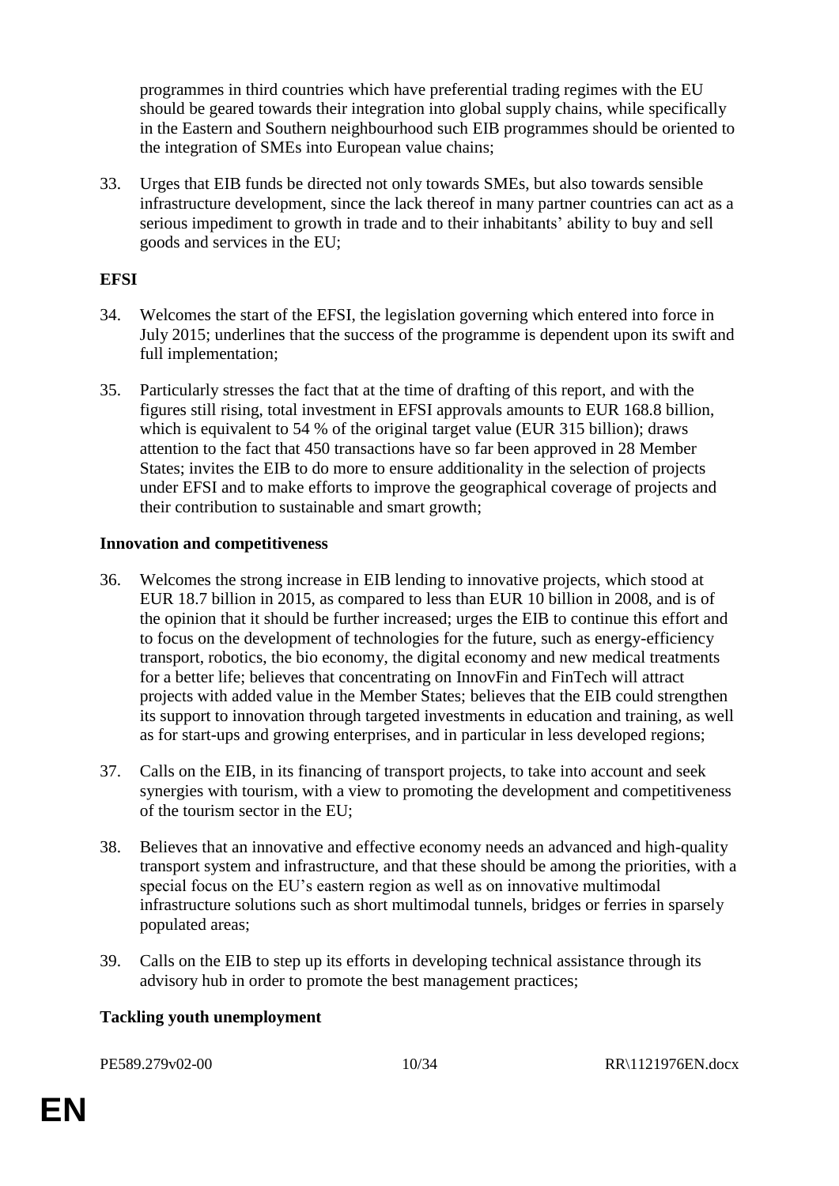programmes in third countries which have preferential trading regimes with the EU should be geared towards their integration into global supply chains, while specifically in the Eastern and Southern neighbourhood such EIB programmes should be oriented to the integration of SMEs into European value chains;

33. Urges that EIB funds be directed not only towards SMEs, but also towards sensible infrastructure development, since the lack thereof in many partner countries can act as a serious impediment to growth in trade and to their inhabitants' ability to buy and sell goods and services in the EU;

**EFSI**

34. Welcomes the start of the EFSI, the legislation governing which entered into force in July 2015; underlines that the success of the programme is dependent upon its swift and full implementation;

35. Particularly stresses the fact that at the time of drafting of this report, and with the figures still rising, total investment in EFSI approvals amounts to EUR 168.8 billion, which is equivalent to 54 % of the original target value (EUR 315 billion); draws attention to the fact that 450 transactions have so far been approved in 28 Member States; invites the EIB to do more to ensure additionality in the selection of projects under EFSI and to make efforts to improve the geographical coverage of projects and their contribution to sustainable and smart growth;

**Innovation and competitiveness**

36. Welcomes the strong increase in EIB lending to innovative projects, which stood at EUR 18.7 billion in 2015, as compared to less than EUR 10 billion in 2008, and is of the opinion that it should be further increased; urges the EIB to continue this effort and to focus on the development of technologies for the future, such as energy-efficiency transport, robotics, the bio economy, the digital economy and new medical treatments for a better life; believes that concentrating on InnovFin and FinTech will attract projects with added value in the Member States; believes that the EIB could strengthen its support to innovation through targeted investments in education and training, as well as for start-ups and growing enterprises, and in particular in less developed regions;

37. Calls on the EIB, in its financing of transport projects, to take into account and seek synergies with tourism, with a view to promoting the development and competitiveness of the tourism sector in the EU;

38. Believes that an innovative and effective economy needs an advanced and high-quality transport system and infrastructure, and that these should be among the priorities, with a special focus on the EU's eastern region as well as on innovative multimodal infrastructure solutions such as short multimodal tunnels, bridges or ferries in sparsely populated areas;

39. Calls on the EIB to step up its efforts in developing technical assistance through its advisory hub in order to promote the best management practices;

**Tackling youth unemployment**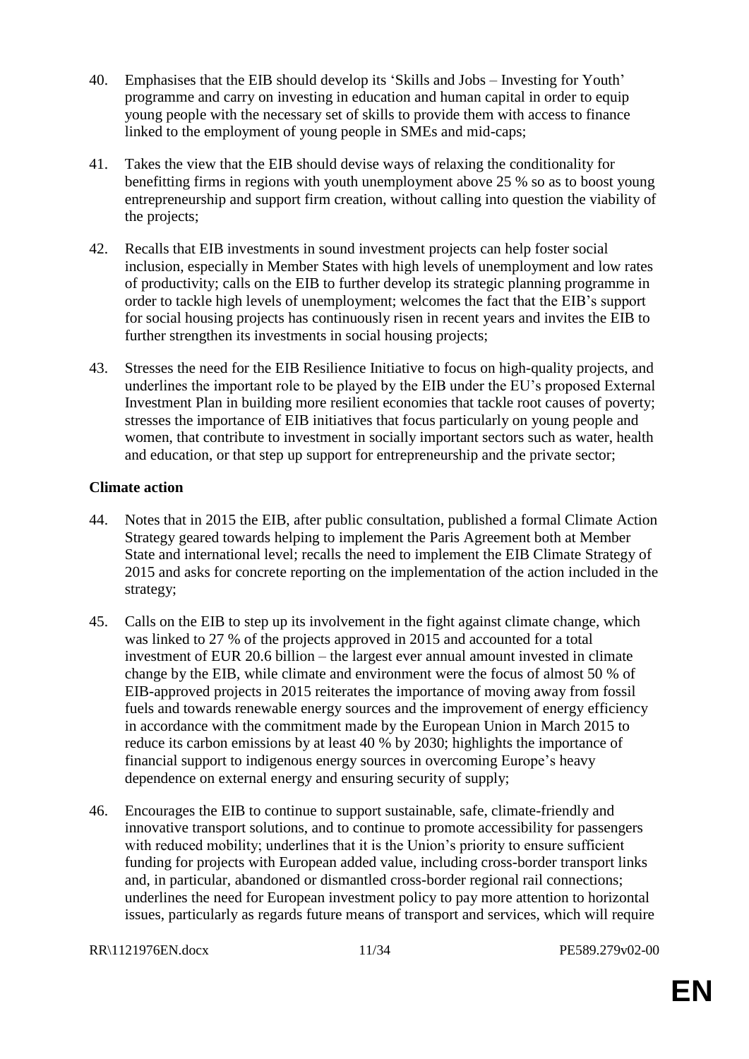40. Emphasises that the EIB should develop its 'Skills and Jobs – Investing for Youth' programme and carry on investing in education and human capital in order to equip young people with the necessary set of skills to provide them with access to finance linked to the employment of young people in SMEs and mid-caps;

41. Takes the view that the EIB should devise ways of relaxing the conditionality for benefitting firms in regions with youth unemployment above 25 % so as to boost young entrepreneurship and support firm creation, without calling into question the viability of the projects;

42. Recalls that EIB investments in sound investment projects can help foster social inclusion, especially in Member States with high levels of unemployment and low rates of productivity; calls on the EIB to further develop its strategic planning programme in order to tackle high levels of unemployment; welcomes the fact that the EIB's support for social housing projects has continuously risen in recent years and invites the EIB to further strengthen its investments in social housing projects;

43. Stresses the need for the EIB Resilience Initiative to focus on high-quality projects, and underlines the important role to be played by the EIB under the EU's proposed External Investment Plan in building more resilient economies that tackle root causes of poverty; stresses the importance of EIB initiatives that focus particularly on young people and women, that contribute to investment in socially important sectors such as water, health and education, or that step up support for entrepreneurship and the private sector;

**Climate action**

44. Notes that in 2015 the EIB, after public consultation, published a formal Climate Action Strategy geared towards helping to implement the Paris Agreement both at Member State and international level; recalls the need to implement the EIB Climate Strategy of 2015 and asks for concrete reporting on the implementation of the action included in the strategy;

45. Calls on the EIB to step up its involvement in the fight against climate change, which was linked to 27 % of the projects approved in 2015 and accounted for a total investment of EUR 20.6 billion – the largest ever annual amount invested in climate change by the EIB, while climate and environment were the focus of almost 50 % of EIB-approved projects in 2015 reiterates the importance of moving away from fossil fuels and towards renewable energy sources and the improvement of energy efficiency in accordance with the commitment made by the European Union in March 2015 to reduce its carbon emissions by at least 40 % by 2030; highlights the importance of financial support to indigenous energy sources in overcoming Europe's heavy dependence on external energy and ensuring security of supply;

46. Encourages the EIB to continue to support sustainable, safe, climate-friendly and innovative transport solutions, and to continue to promote accessibility for passengers with reduced mobility; underlines that it is the Union's priority to ensure sufficient funding for projects with European added value, including cross-border transport links and, in particular, abandoned or dismantled cross-border regional rail connections; underlines the need for European investment policy to pay more attention to horizontal issues, particularly as regards future means of transport and services, which will require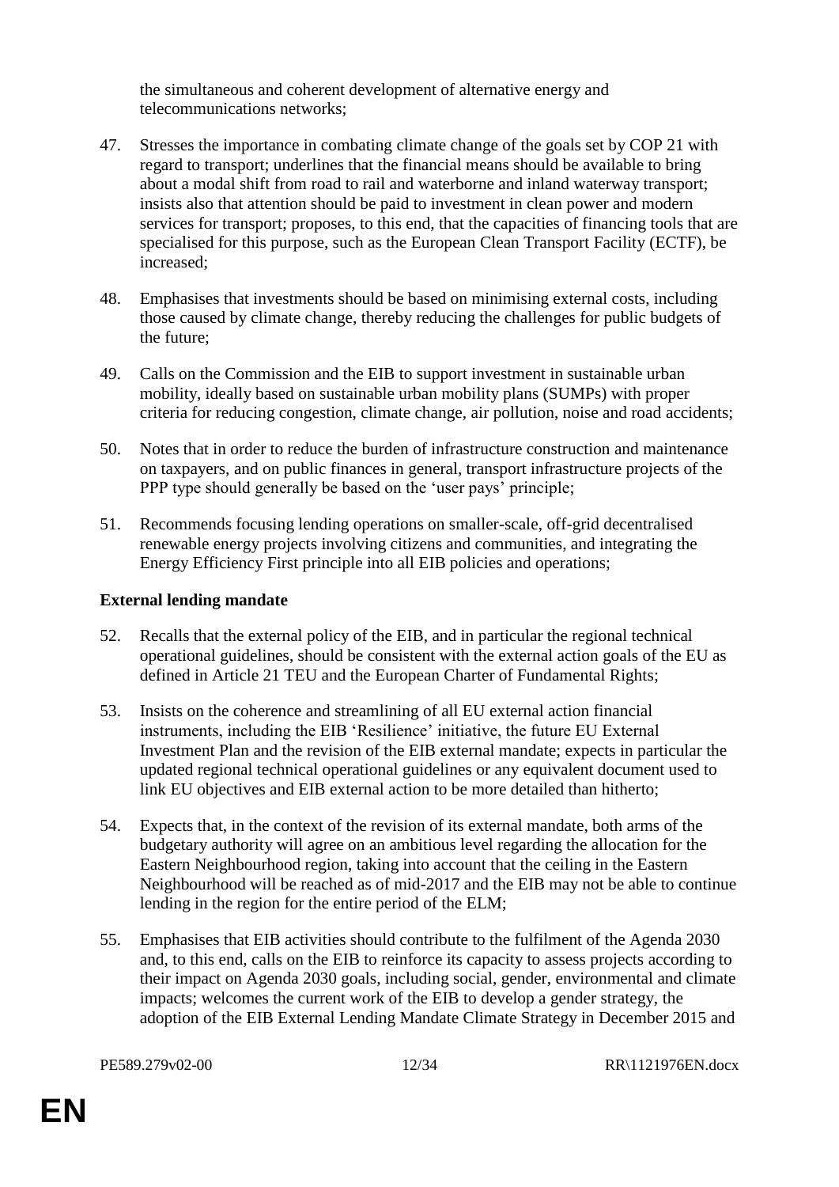the simultaneous and coherent development of alternative energy and telecommunications networks;

47. Stresses the importance in combating climate change of the goals set by COP 21 with regard to transport; underlines that the financial means should be available to bring about a modal shift from road to rail and waterborne and inland waterway transport; insists also that attention should be paid to investment in clean power and modern services for transport; proposes, to this end, that the capacities of financing tools that are specialised for this purpose, such as the European Clean Transport Facility (ECTF), be increased;

48. Emphasises that investments should be based on minimising external costs, including those caused by climate change, thereby reducing the challenges for public budgets of the future;

49. Calls on the Commission and the EIB to support investment in sustainable urban mobility, ideally based on sustainable urban mobility plans (SUMPs) with proper criteria for reducing congestion, climate change, air pollution, noise and road accidents;

50. Notes that in order to reduce the burden of infrastructure construction and maintenance on taxpayers, and on public finances in general, transport infrastructure projects of the PPP type should generally be based on the 'user pays' principle;

51. Recommends focusing lending operations on smaller-scale, off-grid decentralised renewable energy projects involving citizens and communities, and integrating the Energy Efficiency First principle into all EIB policies and operations;

**External lending mandate**

52. Recalls that the external policy of the EIB, and in particular the regional technical operational guidelines, should be consistent with the external action goals of the EU as defined in Article 21 TEU and the European Charter of Fundamental Rights;

53. Insists on the coherence and streamlining of all EU external action financial instruments, including the EIB 'Resilience' initiative, the future EU External Investment Plan and the revision of the EIB external mandate; expects in particular the updated regional technical operational guidelines or any equivalent document used to link EU objectives and EIB external action to be more detailed than hitherto;

54. Expects that, in the context of the revision of its external mandate, both arms of the budgetary authority will agree on an ambitious level regarding the allocation for the Eastern Neighbourhood region, taking into account that the ceiling in the Eastern Neighbourhood will be reached as of mid-2017 and the EIB may not be able to continue lending in the region for the entire period of the ELM;

55. Emphasises that EIB activities should contribute to the fulfilment of the Agenda 2030 and, to this end, calls on the EIB to reinforce its capacity to assess projects according to their impact on Agenda 2030 goals, including social, gender, environmental and climate impacts; welcomes the current work of the EIB to develop a gender strategy, the adoption of the EIB External Lending Mandate Climate Strategy in December 2015 and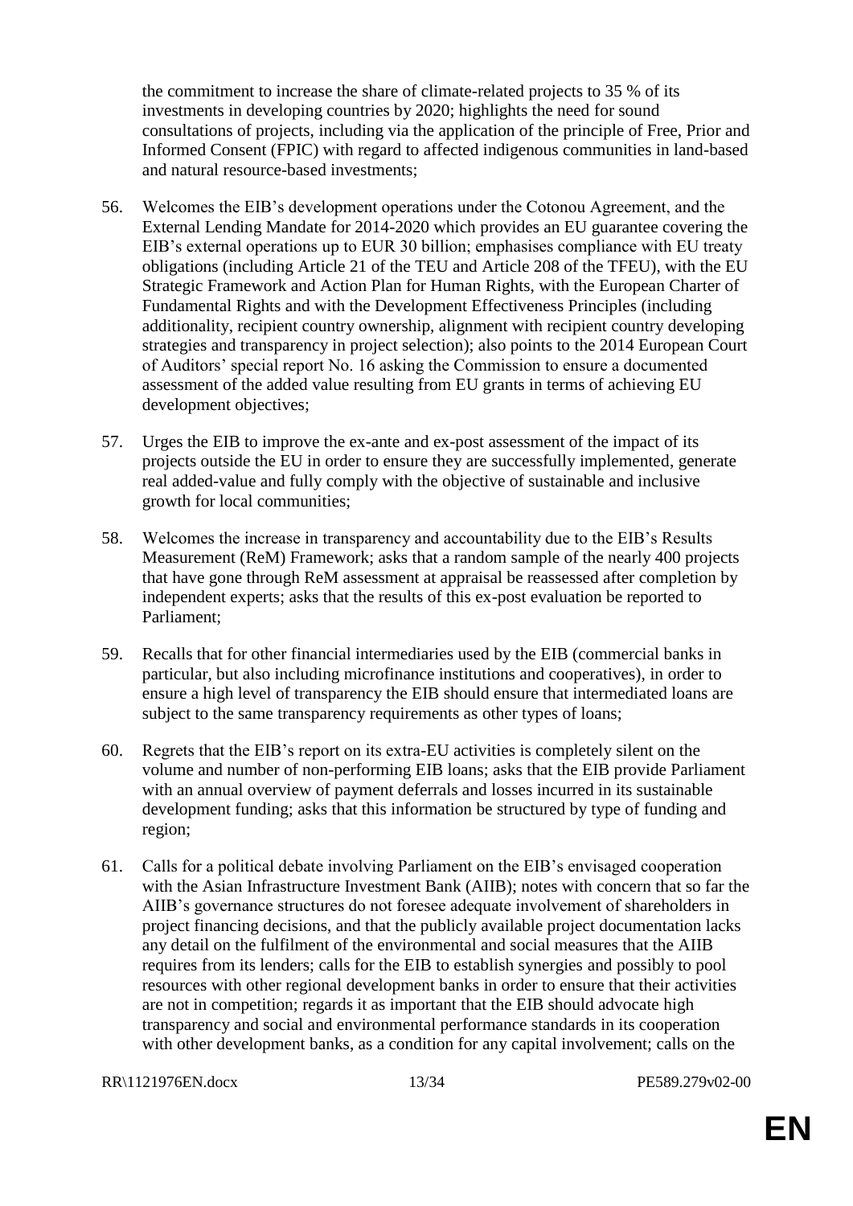the commitment to increase the share of climate-related projects to 35 % of its investments in developing countries by 2020; highlights the need for sound consultations of projects, including via the application of the principle of Free, Prior and Informed Consent (FPIC) with regard to affected indigenous communities in land-based and natural resource-based investments;

56. Welcomes the EIB's development operations under the Cotonou Agreement, and the External Lending Mandate for 2014-2020 which provides an EU guarantee covering the EIB's external operations up to EUR 30 billion; emphasises compliance with EU treaty obligations (including Article 21 of the TEU and Article 208 of the TFEU), with the EU Strategic Framework and Action Plan for Human Rights, with the European Charter of Fundamental Rights and with the Development Effectiveness Principles (including additionality, recipient country ownership, alignment with recipient country developing strategies and transparency in project selection); also points to the 2014 European Court of Auditors' special report No. 16 asking the Commission to ensure a documented assessment of the added value resulting from EU grants in terms of achieving EU development objectives;

57. Urges the EIB to improve the ex-ante and ex-post assessment of the impact of its projects outside the EU in order to ensure they are successfully implemented, generate real added-value and fully comply with the objective of sustainable and inclusive growth for local communities;

58. Welcomes the increase in transparency and accountability due to the EIB's Results Measurement (ReM) Framework; asks that a random sample of the nearly 400 projects that have gone through ReM assessment at appraisal be reassessed after completion by independent experts; asks that the results of this ex-post evaluation be reported to Parliament;

59. Recalls that for other financial intermediaries used by the EIB (commercial banks in particular, but also including microfinance institutions and cooperatives), in order to ensure a high level of transparency the EIB should ensure that intermediated loans are subject to the same transparency requirements as other types of loans;

60. Regrets that the EIB's report on its extra-EU activities is completely silent on the volume and number of non-performing EIB loans; asks that the EIB provide Parliament with an annual overview of payment deferrals and losses incurred in its sustainable development funding; asks that this information be structured by type of funding and region;

61. Calls for a political debate involving Parliament on the EIB's envisaged cooperation with the Asian Infrastructure Investment Bank (AIIB); notes with concern that so far the AIIB's governance structures do not foresee adequate involvement of shareholders in project financing decisions, and that the publicly available project documentation lacks any detail on the fulfilment of the environmental and social measures that the AIIB requires from its lenders; calls for the EIB to establish synergies and possibly to pool resources with other regional development banks in order to ensure that their activities are not in competition; regards it as important that the EIB should advocate high transparency and social and environmental performance standards in its cooperation with other development banks, as a condition for any capital involvement; calls on the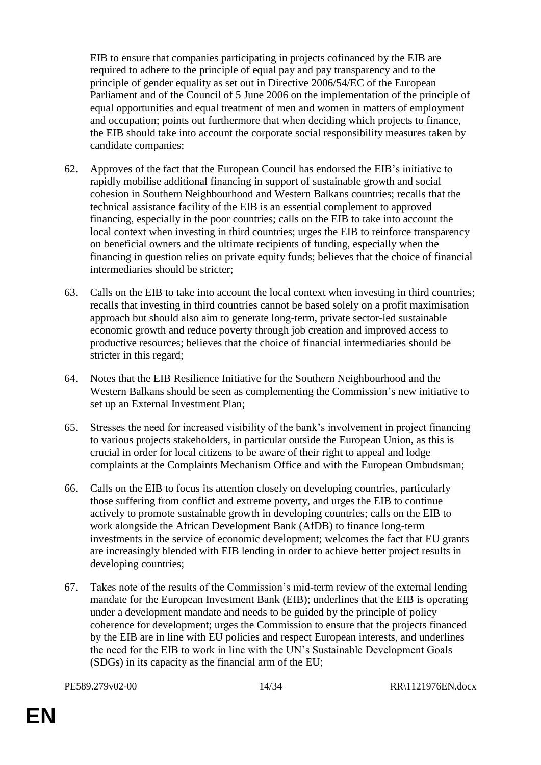EIB to ensure that companies participating in projects cofinanced by the EIB are required to adhere to the principle of equal pay and pay transparency and to the principle of gender equality as set out in Directive 2006/54/EC of the European Parliament and of the Council of 5 June 2006 on the implementation of the principle of equal opportunities and equal treatment of men and women in matters of employment and occupation; points out furthermore that when deciding which projects to finance, the EIB should take into account the corporate social responsibility measures taken by candidate companies;

62. Approves of the fact that the European Council has endorsed the EIB's initiative to rapidly mobilise additional financing in support of sustainable growth and social cohesion in Southern Neighbourhood and Western Balkans countries; recalls that the technical assistance facility of the EIB is an essential complement to approved financing, especially in the poor countries; calls on the EIB to take into account the local context when investing in third countries; urges the EIB to reinforce transparency on beneficial owners and the ultimate recipients of funding, especially when the financing in question relies on private equity funds; believes that the choice of financial intermediaries should be stricter;

63. Calls on the EIB to take into account the local context when investing in third countries; recalls that investing in third countries cannot be based solely on a profit maximisation approach but should also aim to generate long-term, private sector-led sustainable economic growth and reduce poverty through job creation and improved access to productive resources; believes that the choice of financial intermediaries should be stricter in this regard;

64. Notes that the EIB Resilience Initiative for the Southern Neighbourhood and the Western Balkans should be seen as complementing the Commission's new initiative to set up an External Investment Plan;

65. Stresses the need for increased visibility of the bank's involvement in project financing to various projects stakeholders, in particular outside the European Union, as this is crucial in order for local citizens to be aware of their right to appeal and lodge complaints at the Complaints Mechanism Office and with the European Ombudsman;

66. Calls on the EIB to focus its attention closely on developing countries, particularly those suffering from conflict and extreme poverty, and urges the EIB to continue actively to promote sustainable growth in developing countries; calls on the EIB to work alongside the African Development Bank (AfDB) to finance long-term investments in the service of economic development; welcomes the fact that EU grants are increasingly blended with EIB lending in order to achieve better project results in developing countries;

67. Takes note of the results of the Commission's mid-term review of the external lending mandate for the European Investment Bank (EIB); underlines that the EIB is operating under a development mandate and needs to be guided by the principle of policy coherence for development; urges the Commission to ensure that the projects financed by the EIB are in line with EU policies and respect European interests, and underlines the need for the EIB to work in line with the UN's Sustainable Development Goals (SDGs) in its capacity as the financial arm of the EU;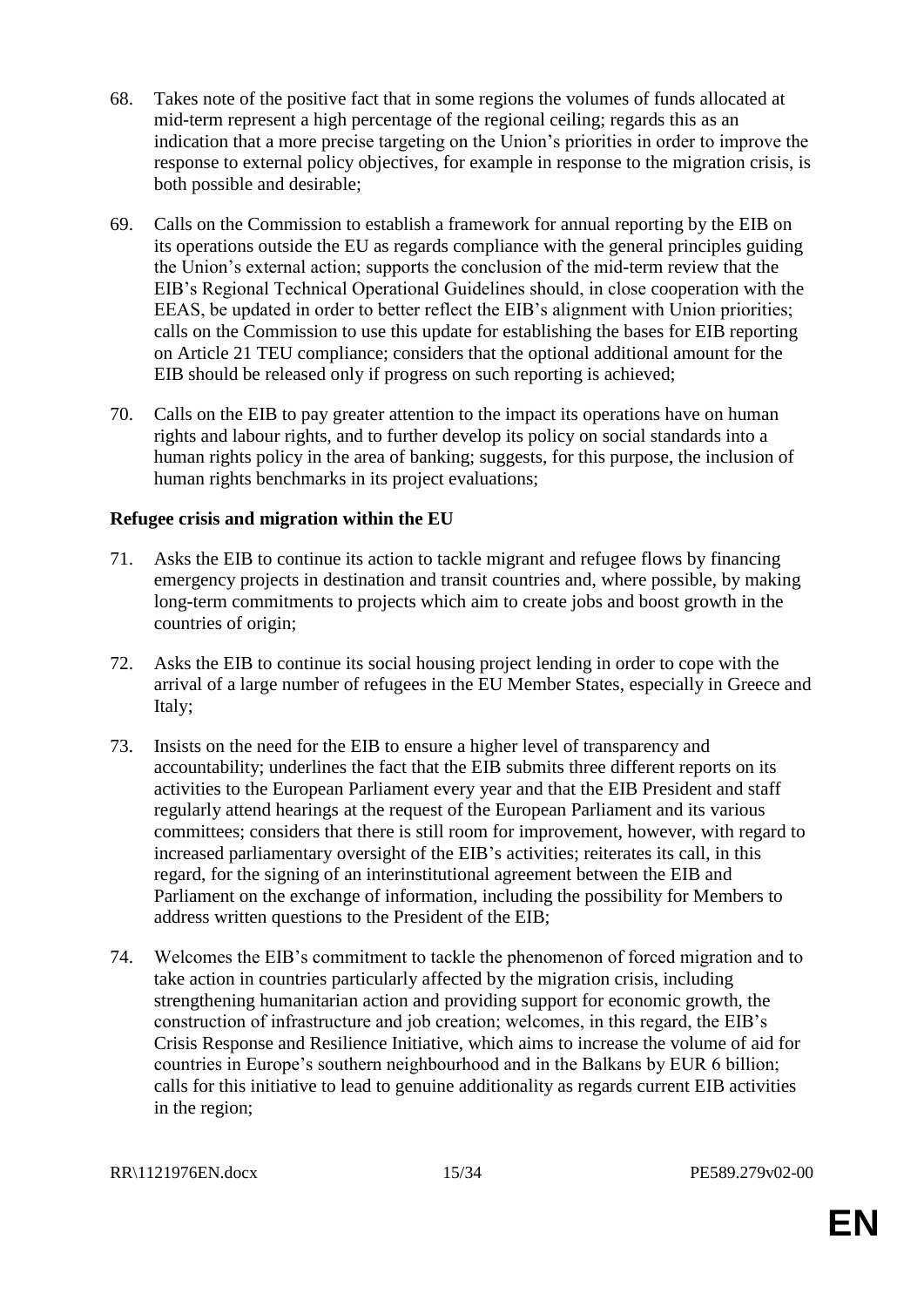68. Takes note of the positive fact that in some regions the volumes of funds allocated at mid-term represent a high percentage of the regional ceiling; regards this as an indication that a more precise targeting on the Union's priorities in order to improve the response to external policy objectives, for example in response to the migration crisis, is both possible and desirable;

69. Calls on the Commission to establish a framework for annual reporting by the EIB on its operations outside the EU as regards compliance with the general principles guiding the Union's external action; supports the conclusion of the mid-term review that the EIB's Regional Technical Operational Guidelines should, in close cooperation with the EEAS, be updated in order to better reflect the EIB's alignment with Union priorities; calls on the Commission to use this update for establishing the bases for EIB reporting on Article 21 TEU compliance; considers that the optional additional amount for the EIB should be released only if progress on such reporting is achieved;

70. Calls on the EIB to pay greater attention to the impact its operations have on human rights and labour rights, and to further develop its policy on social standards into a human rights policy in the area of banking; suggests, for this purpose, the inclusion of human rights benchmarks in its project evaluations;

**Refugee crisis and migration within the EU**

71. Asks the EIB to continue its action to tackle migrant and refugee flows by financing emergency projects in destination and transit countries and, where possible, by making long-term commitments to projects which aim to create jobs and boost growth in the countries of origin;

72. Asks the EIB to continue its social housing project lending in order to cope with the arrival of a large number of refugees in the EU Member States, especially in Greece and Italy;

73. Insists on the need for the EIB to ensure a higher level of transparency and accountability; underlines the fact that the EIB submits three different reports on its activities to the European Parliament every year and that the EIB President and staff regularly attend hearings at the request of the European Parliament and its various committees; considers that there is still room for improvement, however, with regard to increased parliamentary oversight of the EIB's activities; reiterates its call, in this regard, for the signing of an interinstitutional agreement between the EIB and Parliament on the exchange of information, including the possibility for Members to address written questions to the President of the EIB;

74. Welcomes the EIB's commitment to tackle the phenomenon of forced migration and to take action in countries particularly affected by the migration crisis, including strengthening humanitarian action and providing support for economic growth, the construction of infrastructure and job creation; welcomes, in this regard, the EIB's Crisis Response and Resilience Initiative, which aims to increase the volume of aid for countries in Europe's southern neighbourhood and in the Balkans by EUR 6 billion; calls for this initiative to lead to genuine additionality as regards current EIB activities in the region;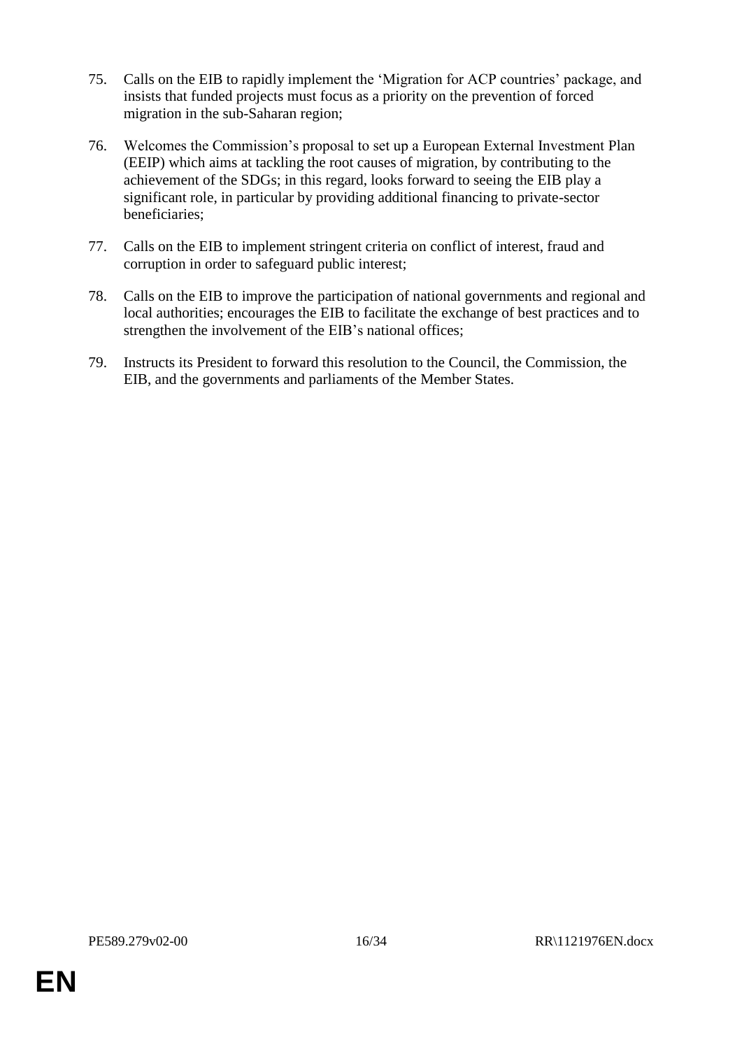75. Calls on the EIB to rapidly implement the 'Migration for ACP countries' package, and insists that funded projects must focus as a priority on the prevention of forced migration in the sub-Saharan region;

76. Welcomes the Commission's proposal to set up a European External Investment Plan (EEIP) which aims at tackling the root causes of migration, by contributing to the achievement of the SDGs; in this regard, looks forward to seeing the EIB play a significant role, in particular by providing additional financing to private-sector beneficiaries;

77. Calls on the EIB to implement stringent criteria on conflict of interest, fraud and corruption in order to safeguard public interest;

78. Calls on the EIB to improve the participation of national governments and regional and local authorities; encourages the EIB to facilitate the exchange of best practices and to strengthen the involvement of the EIB's national offices;

79. Instructs its President to forward this resolution to the Council, the Commission, the EIB, and the governments and parliaments of the Member States.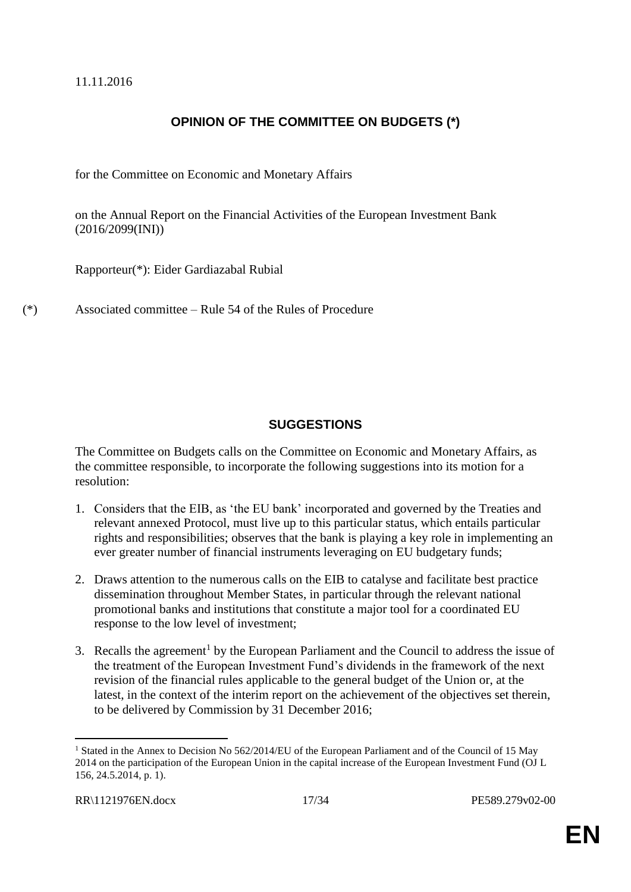11.11.2016

## OPINION OF THE COMMITTEE ON BUDGETS (*)

for the Committee on Economic and Monetary Affairs

on the Annual Report on the Financial Activities of the European Investment Bank (2016/2099(INI))

Rapporteur(*): Eider Gardiazabal Rubial

(*) Associated committee – Rule 54 of the Rules of Procedure

## SUGGESTIONS

The Committee on Budgets calls on the Committee on Economic and Monetary Affairs, as the committee responsible, to incorporate the following suggestions into its motion for a resolution:

1. Considers that the EIB, as 'the EU bank' incorporated and governed by the Treaties and relevant annexed Protocol, must live up to this particular status, which entails particular rights and responsibilities; observes that the bank is playing a key role in implementing an ever greater number of financial instruments leveraging on EU budgetary funds;

2. Draws attention to the numerous calls on the EIB to catalyse and facilitate best practice dissemination throughout Member States, in particular through the relevant national promotional banks and institutions that constitute a major tool for a coordinated EU response to the low level of investment;

3. Recalls the agreement[1] by the European Parliament and the Council to address the issue of the treatment of the European Investment Fund's dividends in the framework of the next revision of the financial rules applicable to the general budget of the Union or, at the latest, in the context of the interim report on the achievement of the objectives set therein, to be delivered by Commission by 31 December 2016;

[1] Stated in the Annex to Decision No 562/2014/EU of the European Parliament and of the Council of 15 May 2014 on the participation of the European Union in the capital increase of the European Investment Fund (OJ L 156, 24.5.2014, p. 1).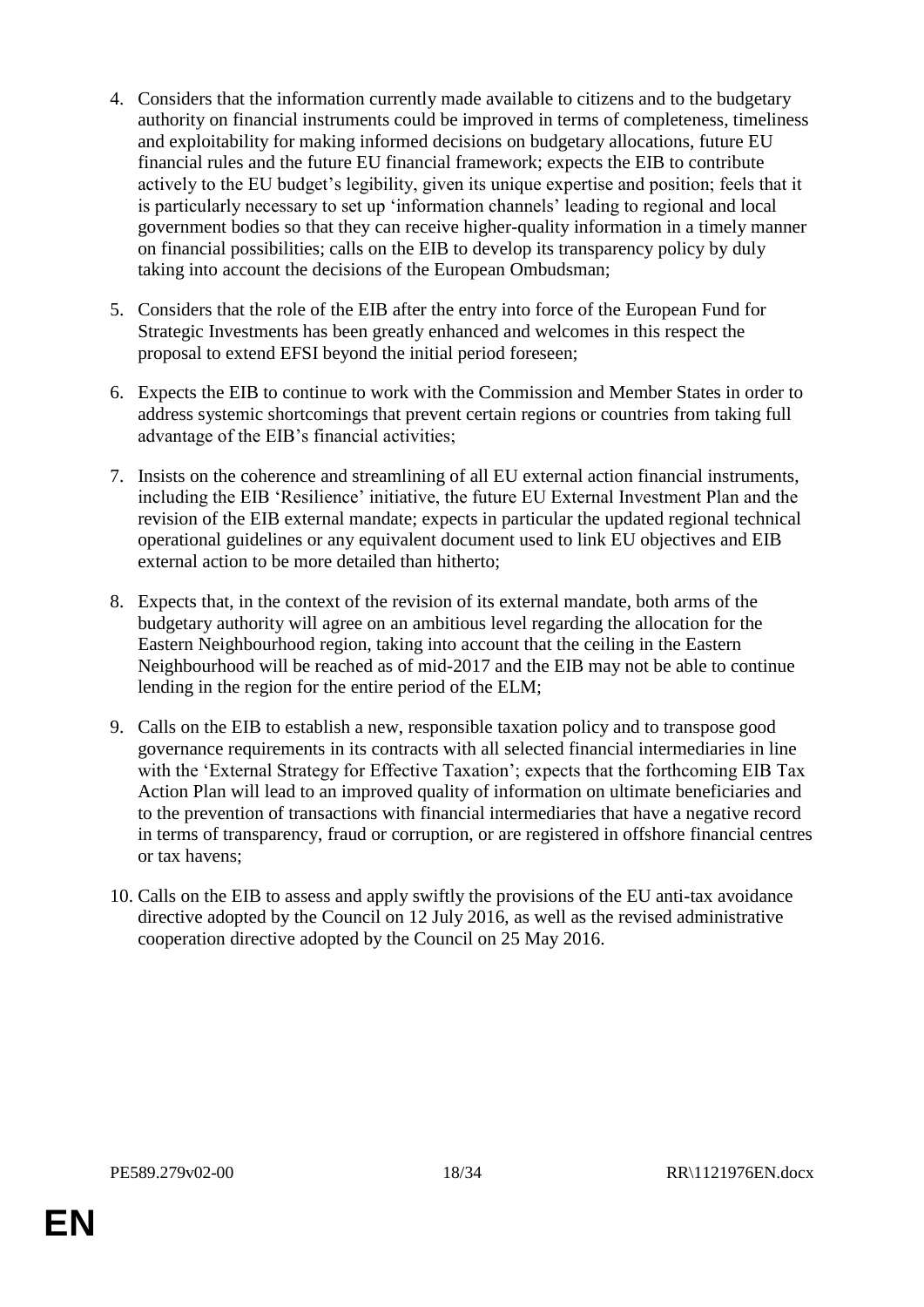4. Considers that the information currently made available to citizens and to the budgetary authority on financial instruments could be improved in terms of completeness, timeliness and exploitability for making informed decisions on budgetary allocations, future EU financial rules and the future EU financial framework; expects the EIB to contribute actively to the EU budget's legibility, given its unique expertise and position; feels that it is particularly necessary to set up 'information channels' leading to regional and local government bodies so that they can receive higher-quality information in a timely manner on financial possibilities; calls on the EIB to develop its transparency policy by duly taking into account the decisions of the European Ombudsman;

5. Considers that the role of the EIB after the entry into force of the European Fund for Strategic Investments has been greatly enhanced and welcomes in this respect the proposal to extend EFSI beyond the initial period foreseen;

6. Expects the EIB to continue to work with the Commission and Member States in order to address systemic shortcomings that prevent certain regions or countries from taking full advantage of the EIB's financial activities;

7. Insists on the coherence and streamlining of all EU external action financial instruments, including the EIB 'Resilience' initiative, the future EU External Investment Plan and the revision of the EIB external mandate; expects in particular the updated regional technical operational guidelines or any equivalent document used to link EU objectives and EIB external action to be more detailed than hitherto;

8. Expects that, in the context of the revision of its external mandate, both arms of the budgetary authority will agree on an ambitious level regarding the allocation for the Eastern Neighbourhood region, taking into account that the ceiling in the Eastern Neighbourhood will be reached as of mid-2017 and the EIB may not be able to continue lending in the region for the entire period of the ELM;

9. Calls on the EIB to establish a new, responsible taxation policy and to transpose good governance requirements in its contracts with all selected financial intermediaries in line with the 'External Strategy for Effective Taxation'; expects that the forthcoming EIB Tax Action Plan will lead to an improved quality of information on ultimate beneficiaries and to the prevention of transactions with financial intermediaries that have a negative record in terms of transparency, fraud or corruption, or are registered in offshore financial centres or tax havens;

10. Calls on the EIB to assess and apply swiftly the provisions of the EU anti-tax avoidance directive adopted by the Council on 12 July 2016, as well as the revised administrative cooperation directive adopted by the Council on 25 May 2016.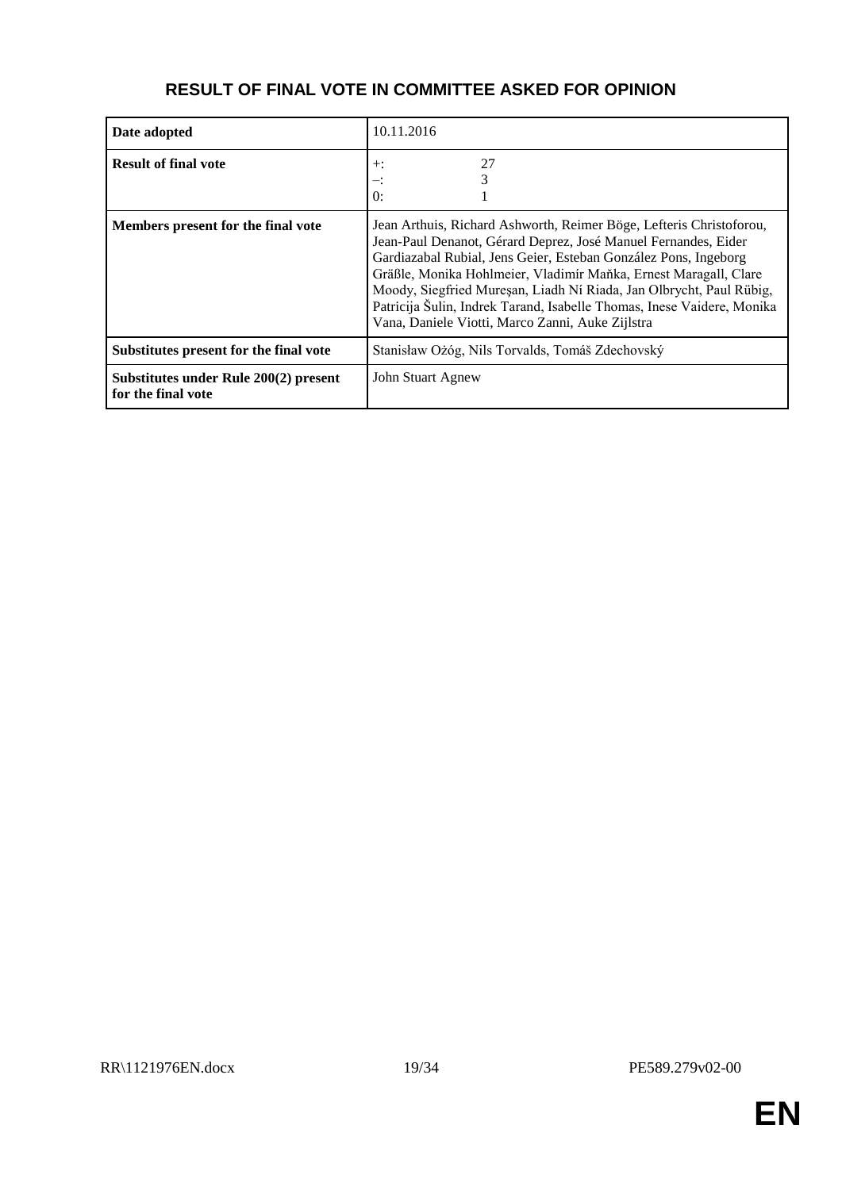## RESULT OF FINAL VOTE IN COMMITTEE ASKED FOR OPINION

| | |
|---|---|
| **Date adopted** | 10.11.2016 |
| **Result of final vote** | +: 27<br>–: 3<br>0: 1 |
| **Members present for the final vote** | Jean Arthuis, Richard Ashworth, Reimer Böge, Lefteris Christoforou, Jean-Paul Denanot, Gérard Deprez, José Manuel Fernandes, Eider Gardiazabal Rubial, Jens Geier, Esteban González Pons, Ingeborg Gräßle, Monika Hohlmeier, Vladimír Maňka, Ernest Maragall, Clare Moody, Siegfried Mureşan, Liadh Ní Riada, Jan Olbrycht, Paul Rübig, Patricija Šulin, Indrek Tarand, Isabelle Thomas, Inese Vaidere, Monika Vana, Daniele Viotti, Marco Zanni, Auke Zijlstra |
| **Substitutes present for the final vote** | Stanisław Ożóg, Nils Torvalds, Tomáš Zdechovský |
| **Substitutes under Rule 200(2) present for the final vote** | John Stuart Agnew |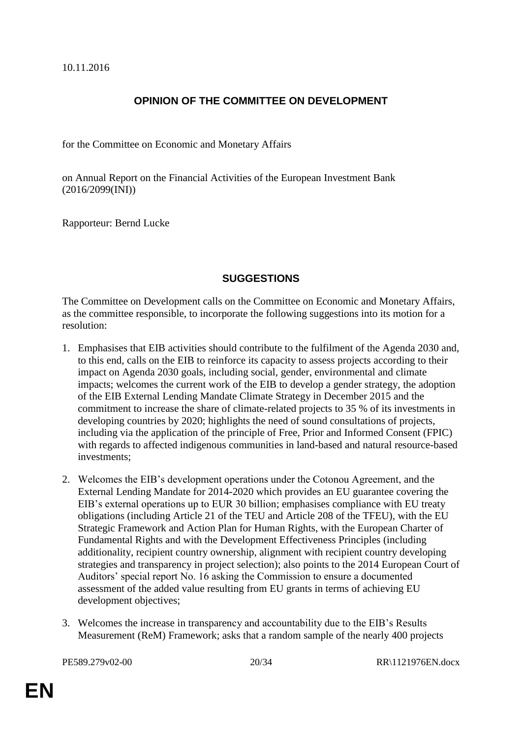10.11.2016

## OPINION OF THE COMMITTEE ON DEVELOPMENT

for the Committee on Economic and Monetary Affairs

on Annual Report on the Financial Activities of the European Investment Bank (2016/2099(INI))

Rapporteur: Bernd Lucke

## SUGGESTIONS

The Committee on Development calls on the Committee on Economic and Monetary Affairs, as the committee responsible, to incorporate the following suggestions into its motion for a resolution:

1. Emphasises that EIB activities should contribute to the fulfilment of the Agenda 2030 and, to this end, calls on the EIB to reinforce its capacity to assess projects according to their impact on Agenda 2030 goals, including social, gender, environmental and climate impacts; welcomes the current work of the EIB to develop a gender strategy, the adoption of the EIB External Lending Mandate Climate Strategy in December 2015 and the commitment to increase the share of climate-related projects to 35 % of its investments in developing countries by 2020; highlights the need of sound consultations of projects, including via the application of the principle of Free, Prior and Informed Consent (FPIC) with regards to affected indigenous communities in land-based and natural resource-based investments;

2. Welcomes the EIB's development operations under the Cotonou Agreement, and the External Lending Mandate for 2014-2020 which provides an EU guarantee covering the EIB's external operations up to EUR 30 billion; emphasises compliance with EU treaty obligations (including Article 21 of the TEU and Article 208 of the TFEU), with the EU Strategic Framework and Action Plan for Human Rights, with the European Charter of Fundamental Rights and with the Development Effectiveness Principles (including additionality, recipient country ownership, alignment with recipient country developing strategies and transparency in project selection); also points to the 2014 European Court of Auditors' special report No. 16 asking the Commission to ensure a documented assessment of the added value resulting from EU grants in terms of achieving EU development objectives;

3. Welcomes the increase in transparency and accountability due to the EIB's Results Measurement (ReM) Framework; asks that a random sample of the nearly 400 projects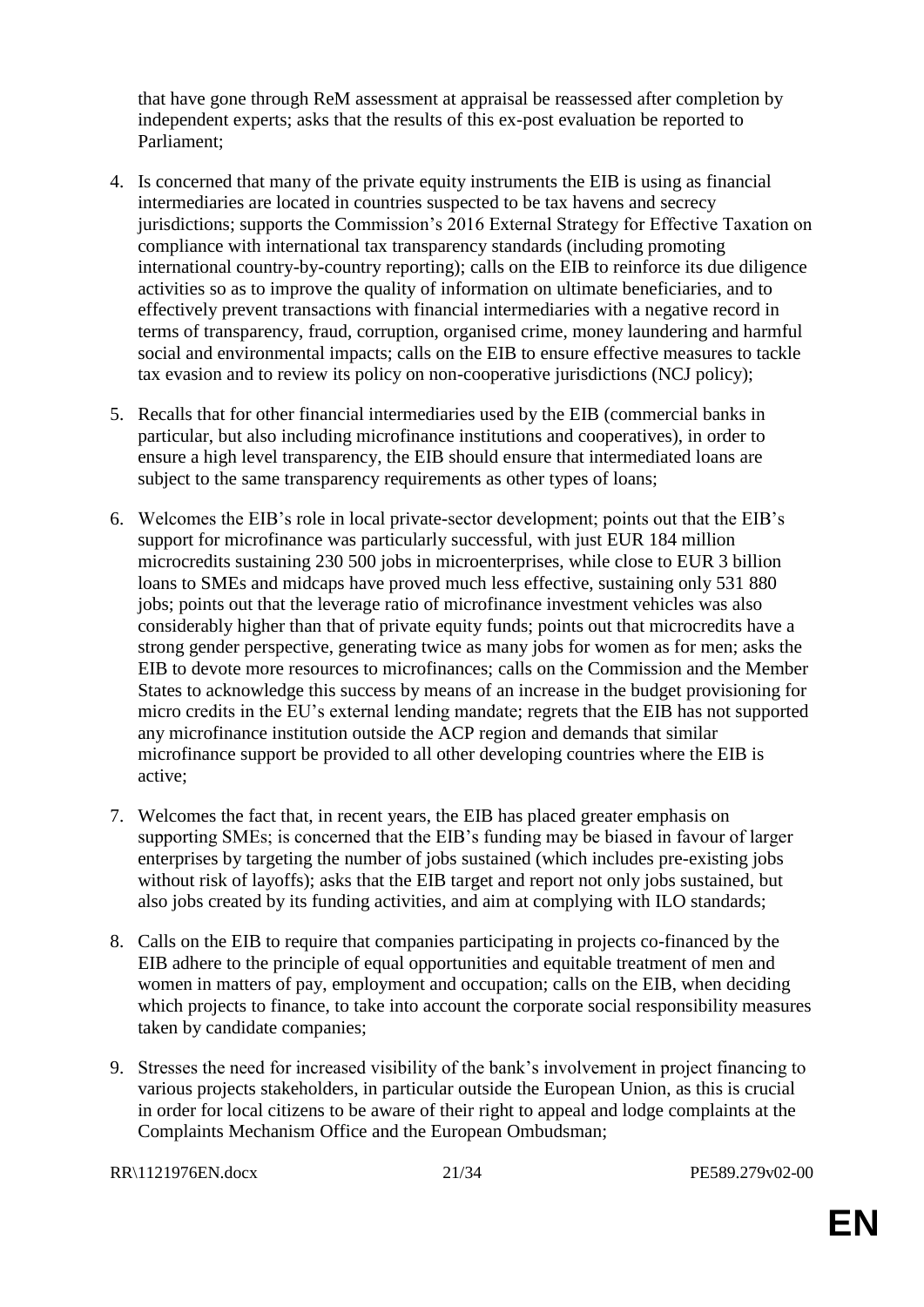that have gone through ReM assessment at appraisal be reassessed after completion by independent experts; asks that the results of this ex-post evaluation be reported to Parliament;

4. Is concerned that many of the private equity instruments the EIB is using as financial intermediaries are located in countries suspected to be tax havens and secrecy jurisdictions; supports the Commission's 2016 External Strategy for Effective Taxation on compliance with international tax transparency standards (including promoting international country-by-country reporting); calls on the EIB to reinforce its due diligence activities so as to improve the quality of information on ultimate beneficiaries, and to effectively prevent transactions with financial intermediaries with a negative record in terms of transparency, fraud, corruption, organised crime, money laundering and harmful social and environmental impacts; calls on the EIB to ensure effective measures to tackle tax evasion and to review its policy on non-cooperative jurisdictions (NCJ policy);

5. Recalls that for other financial intermediaries used by the EIB (commercial banks in particular, but also including microfinance institutions and cooperatives), in order to ensure a high level transparency, the EIB should ensure that intermediated loans are subject to the same transparency requirements as other types of loans;

6. Welcomes the EIB's role in local private-sector development; points out that the EIB's support for microfinance was particularly successful, with just EUR 184 million microcredits sustaining 230 500 jobs in microenterprises, while close to EUR 3 billion loans to SMEs and midcaps have proved much less effective, sustaining only 531 880 jobs; points out that the leverage ratio of microfinance investment vehicles was also considerably higher than that of private equity funds; points out that microcredits have a strong gender perspective, generating twice as many jobs for women as for men; asks the EIB to devote more resources to microfinances; calls on the Commission and the Member States to acknowledge this success by means of an increase in the budget provisioning for micro credits in the EU's external lending mandate; regrets that the EIB has not supported any microfinance institution outside the ACP region and demands that similar microfinance support be provided to all other developing countries where the EIB is active;

7. Welcomes the fact that, in recent years, the EIB has placed greater emphasis on supporting SMEs; is concerned that the EIB's funding may be biased in favour of larger enterprises by targeting the number of jobs sustained (which includes pre-existing jobs without risk of layoffs); asks that the EIB target and report not only jobs sustained, but also jobs created by its funding activities, and aim at complying with ILO standards;

8. Calls on the EIB to require that companies participating in projects co-financed by the EIB adhere to the principle of equal opportunities and equitable treatment of men and women in matters of pay, employment and occupation; calls on the EIB, when deciding which projects to finance, to take into account the corporate social responsibility measures taken by candidate companies;

9. Stresses the need for increased visibility of the bank's involvement in project financing to various projects stakeholders, in particular outside the European Union, as this is crucial in order for local citizens to be aware of their right to appeal and lodge complaints at the Complaints Mechanism Office and the European Ombudsman;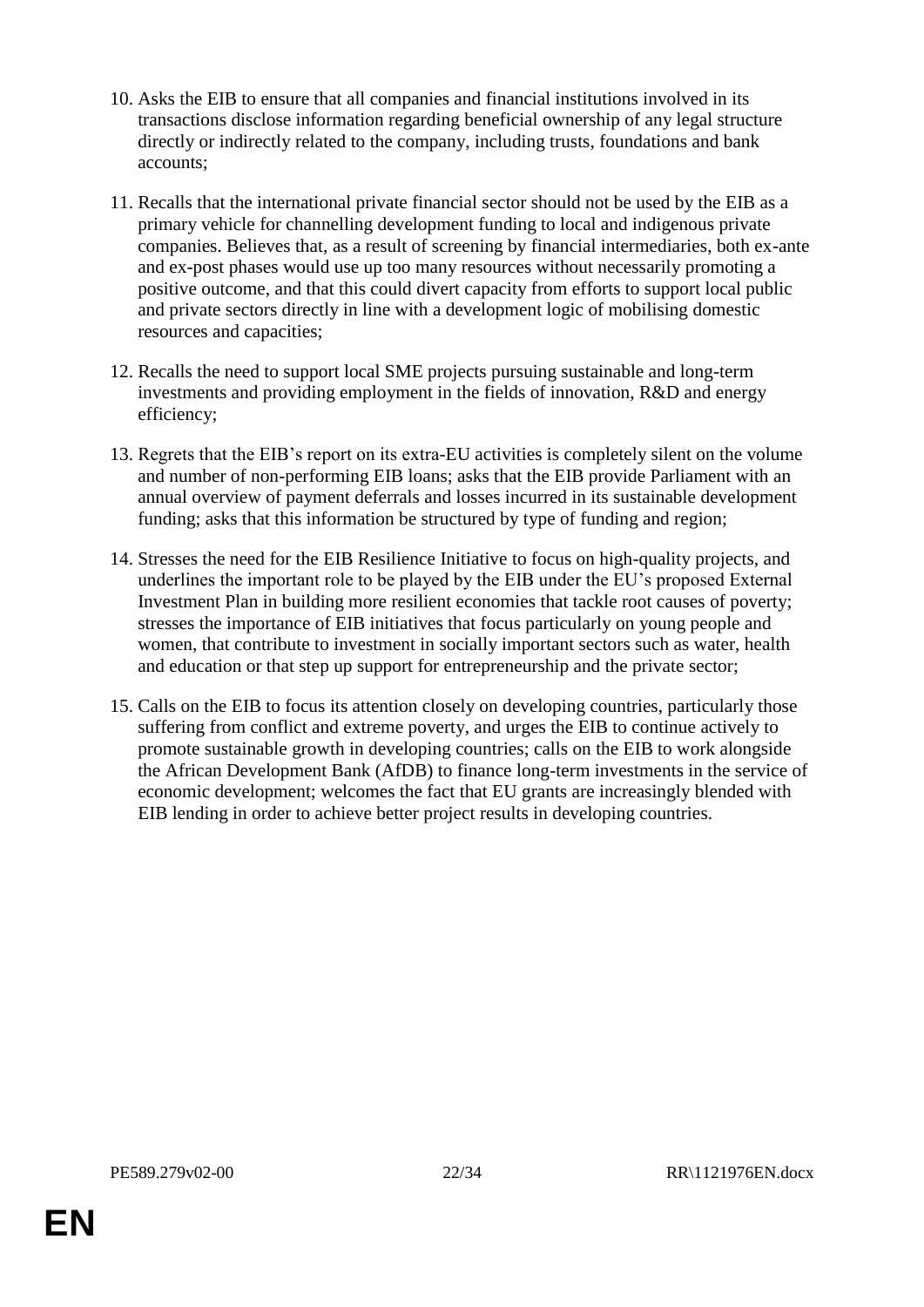10. Asks the EIB to ensure that all companies and financial institutions involved in its transactions disclose information regarding beneficial ownership of any legal structure directly or indirectly related to the company, including trusts, foundations and bank accounts;

11. Recalls that the international private financial sector should not be used by the EIB as a primary vehicle for channelling development funding to local and indigenous private companies. Believes that, as a result of screening by financial intermediaries, both ex-ante and ex-post phases would use up too many resources without necessarily promoting a positive outcome, and that this could divert capacity from efforts to support local public and private sectors directly in line with a development logic of mobilising domestic resources and capacities;

12. Recalls the need to support local SME projects pursuing sustainable and long-term investments and providing employment in the fields of innovation, R&D and energy efficiency;

13. Regrets that the EIB's report on its extra-EU activities is completely silent on the volume and number of non-performing EIB loans; asks that the EIB provide Parliament with an annual overview of payment deferrals and losses incurred in its sustainable development funding; asks that this information be structured by type of funding and region;

14. Stresses the need for the EIB Resilience Initiative to focus on high-quality projects, and underlines the important role to be played by the EIB under the EU's proposed External Investment Plan in building more resilient economies that tackle root causes of poverty; stresses the importance of EIB initiatives that focus particularly on young people and women, that contribute to investment in socially important sectors such as water, health and education or that step up support for entrepreneurship and the private sector;

15. Calls on the EIB to focus its attention closely on developing countries, particularly those suffering from conflict and extreme poverty, and urges the EIB to continue actively to promote sustainable growth in developing countries; calls on the EIB to work alongside the African Development Bank (AfDB) to finance long-term investments in the service of economic development; welcomes the fact that EU grants are increasingly blended with EIB lending in order to achieve better project results in developing countries.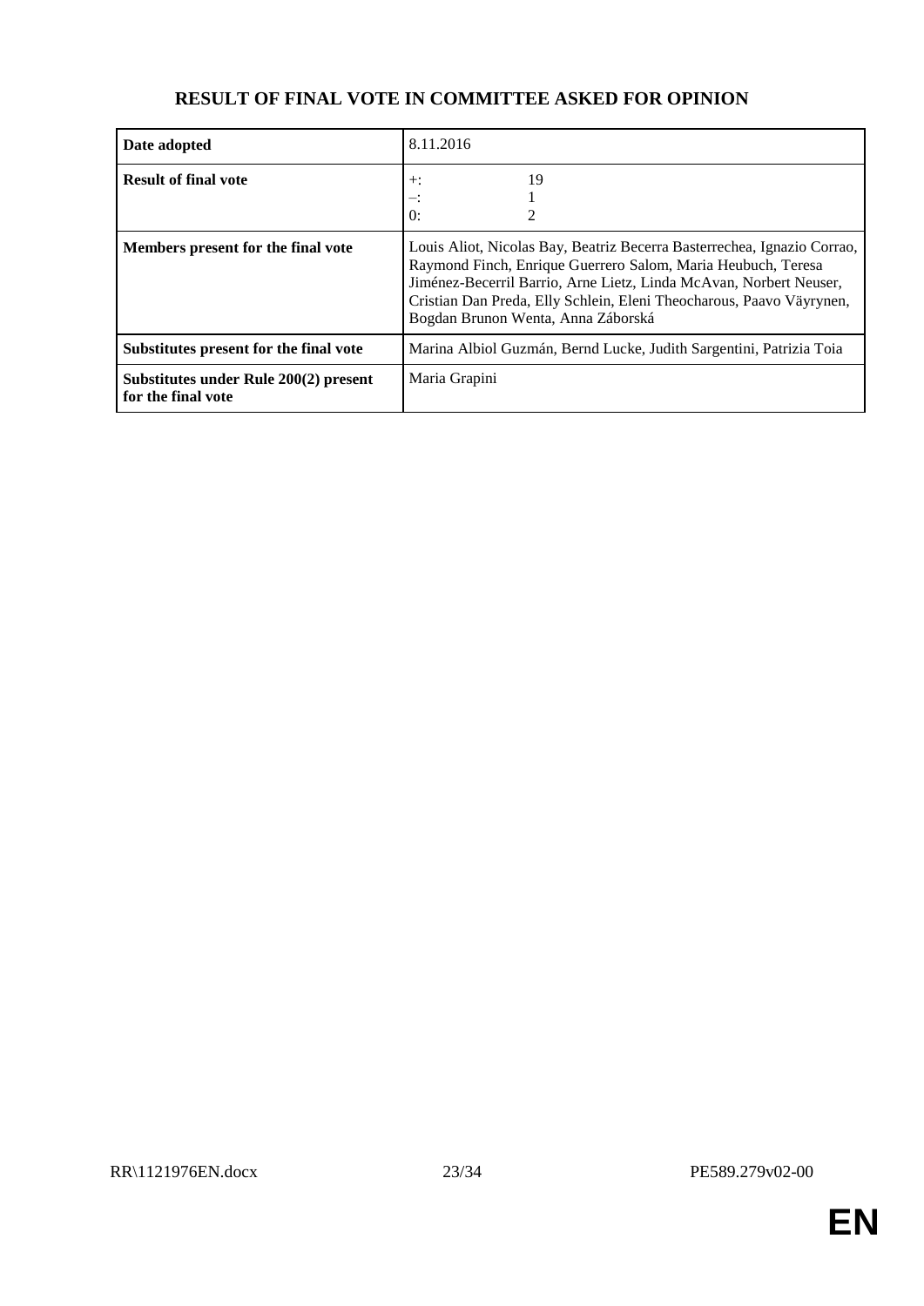## RESULT OF FINAL VOTE IN COMMITTEE ASKED FOR OPINION

| | |
|---|---|
| **Date adopted** | 8.11.2016 |
| **Result of final vote** | +: 19<br>–: 1<br>0: 2 |
| **Members present for the final vote** | Louis Aliot, Nicolas Bay, Beatriz Becerra Basterrechea, Ignazio Corrao, Raymond Finch, Enrique Guerrero Salom, Maria Heubuch, Teresa Jiménez-Becerril Barrio, Arne Lietz, Linda McAvan, Norbert Neuser, Cristian Dan Preda, Elly Schlein, Eleni Theocharous, Paavo Väyrynen, Bogdan Brunon Wenta, Anna Záborská |
| **Substitutes present for the final vote** | Marina Albiol Guzmán, Bernd Lucke, Judith Sargentini, Patrizia Toia |
| **Substitutes under Rule 200(2) present for the final vote** | Maria Grapini |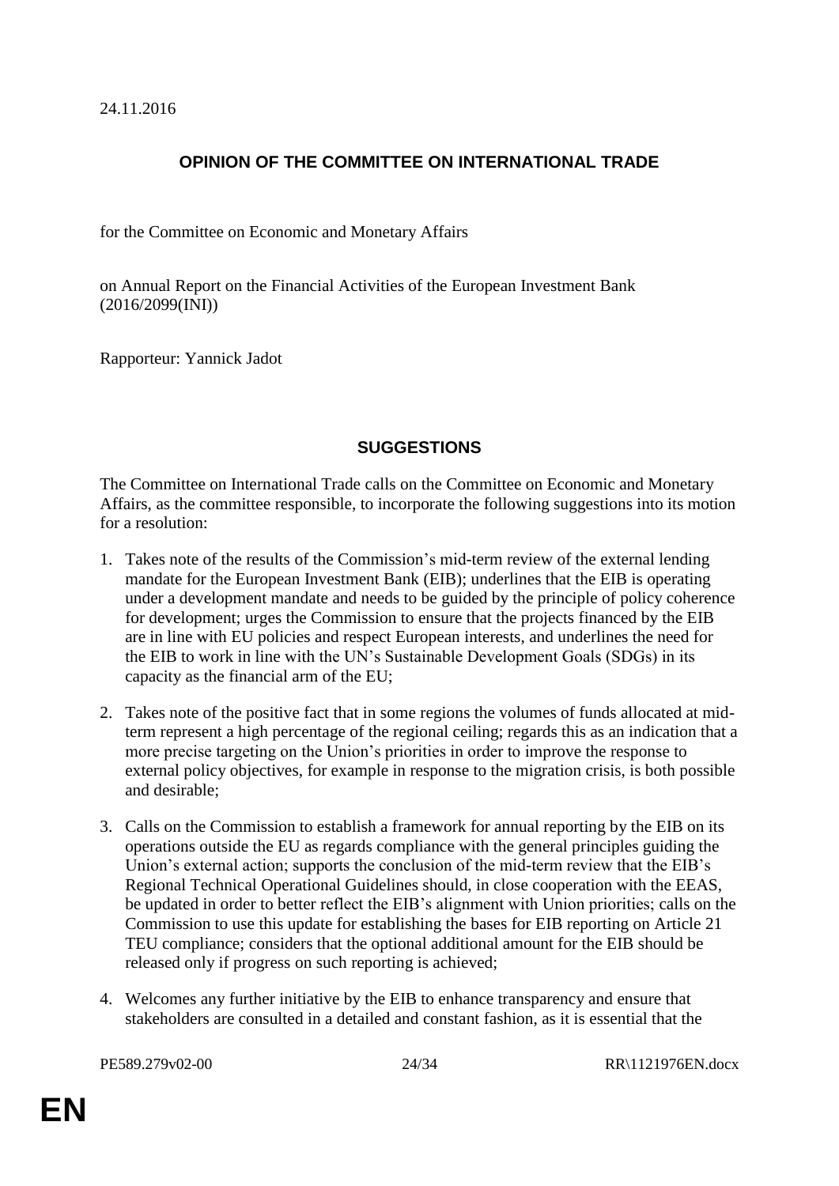24.11.2016

## OPINION OF THE COMMITTEE ON INTERNATIONAL TRADE

for the Committee on Economic and Monetary Affairs

on Annual Report on the Financial Activities of the European Investment Bank (2016/2099(INI))

Rapporteur: Yannick Jadot

## SUGGESTIONS

The Committee on International Trade calls on the Committee on Economic and Monetary Affairs, as the committee responsible, to incorporate the following suggestions into its motion for a resolution:

1. Takes note of the results of the Commission's mid-term review of the external lending mandate for the European Investment Bank (EIB); underlines that the EIB is operating under a development mandate and needs to be guided by the principle of policy coherence for development; urges the Commission to ensure that the projects financed by the EIB are in line with EU policies and respect European interests, and underlines the need for the EIB to work in line with the UN's Sustainable Development Goals (SDGs) in its capacity as the financial arm of the EU;

2. Takes note of the positive fact that in some regions the volumes of funds allocated at mid-term represent a high percentage of the regional ceiling; regards this as an indication that a more precise targeting on the Union's priorities in order to improve the response to external policy objectives, for example in response to the migration crisis, is both possible and desirable;

3. Calls on the Commission to establish a framework for annual reporting by the EIB on its operations outside the EU as regards compliance with the general principles guiding the Union's external action; supports the conclusion of the mid-term review that the EIB's Regional Technical Operational Guidelines should, in close cooperation with the EEAS, be updated in order to better reflect the EIB's alignment with Union priorities; calls on the Commission to use this update for establishing the bases for EIB reporting on Article 21 TEU compliance; considers that the optional additional amount for the EIB should be released only if progress on such reporting is achieved;

4. Welcomes any further initiative by the EIB to enhance transparency and ensure that stakeholders are consulted in a detailed and constant fashion, as it is essential that the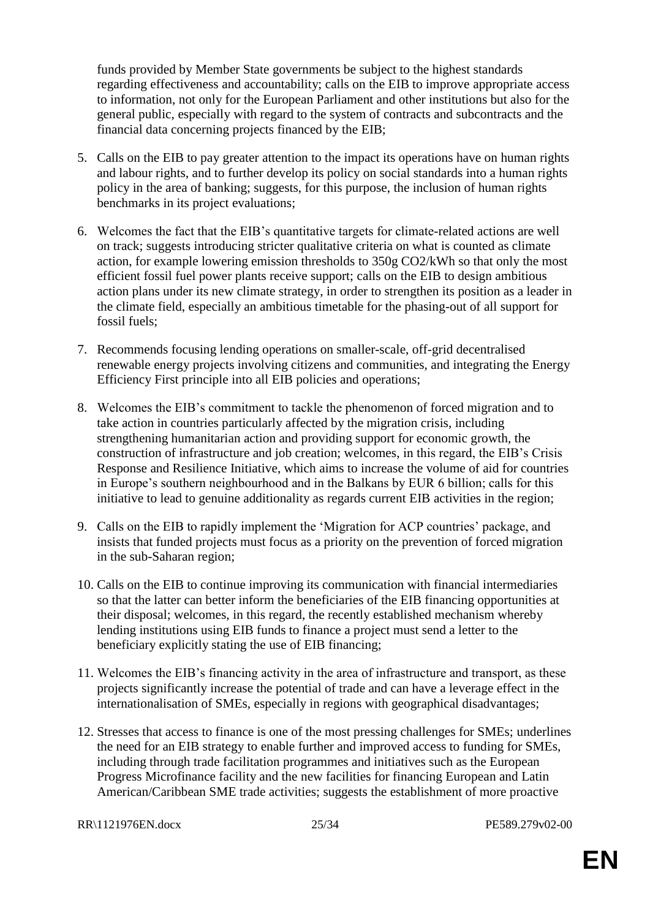funds provided by Member State governments be subject to the highest standards regarding effectiveness and accountability; calls on the EIB to improve appropriate access to information, not only for the European Parliament and other institutions but also for the general public, especially with regard to the system of contracts and subcontracts and the financial data concerning projects financed by the EIB;

5. Calls on the EIB to pay greater attention to the impact its operations have on human rights and labour rights, and to further develop its policy on social standards into a human rights policy in the area of banking; suggests, for this purpose, the inclusion of human rights benchmarks in its project evaluations;

6. Welcomes the fact that the EIB's quantitative targets for climate-related actions are well on track; suggests introducing stricter qualitative criteria on what is counted as climate action, for example lowering emission thresholds to 350g $CO_2$/kWh so that only the most efficient fossil fuel power plants receive support; calls on the EIB to design ambitious action plans under its new climate strategy, in order to strengthen its position as a leader in the climate field, especially an ambitious timetable for the phasing-out of all support for fossil fuels;

7. Recommends focusing lending operations on smaller-scale, off-grid decentralised renewable energy projects involving citizens and communities, and integrating the Energy Efficiency First principle into all EIB policies and operations;

8. Welcomes the EIB's commitment to tackle the phenomenon of forced migration and to take action in countries particularly affected by the migration crisis, including strengthening humanitarian action and providing support for economic growth, the construction of infrastructure and job creation; welcomes, in this regard, the EIB's Crisis Response and Resilience Initiative, which aims to increase the volume of aid for countries in Europe's southern neighbourhood and in the Balkans by EUR 6 billion; calls for this initiative to lead to genuine additionality as regards current EIB activities in the region;

9. Calls on the EIB to rapidly implement the 'Migration for ACP countries' package, and insists that funded projects must focus as a priority on the prevention of forced migration in the sub-Saharan region;

10. Calls on the EIB to continue improving its communication with financial intermediaries so that the latter can better inform the beneficiaries of the EIB financing opportunities at their disposal; welcomes, in this regard, the recently established mechanism whereby lending institutions using EIB funds to finance a project must send a letter to the beneficiary explicitly stating the use of EIB financing;

11. Welcomes the EIB's financing activity in the area of infrastructure and transport, as these projects significantly increase the potential of trade and can have a leverage effect in the internationalisation of SMEs, especially in regions with geographical disadvantages;

12. Stresses that access to finance is one of the most pressing challenges for SMEs; underlines the need for an EIB strategy to enable further and improved access to funding for SMEs, including through trade facilitation programmes and initiatives such as the European Progress Microfinance facility and the new facilities for financing European and Latin American/Caribbean SME trade activities; suggests the establishment of more proactive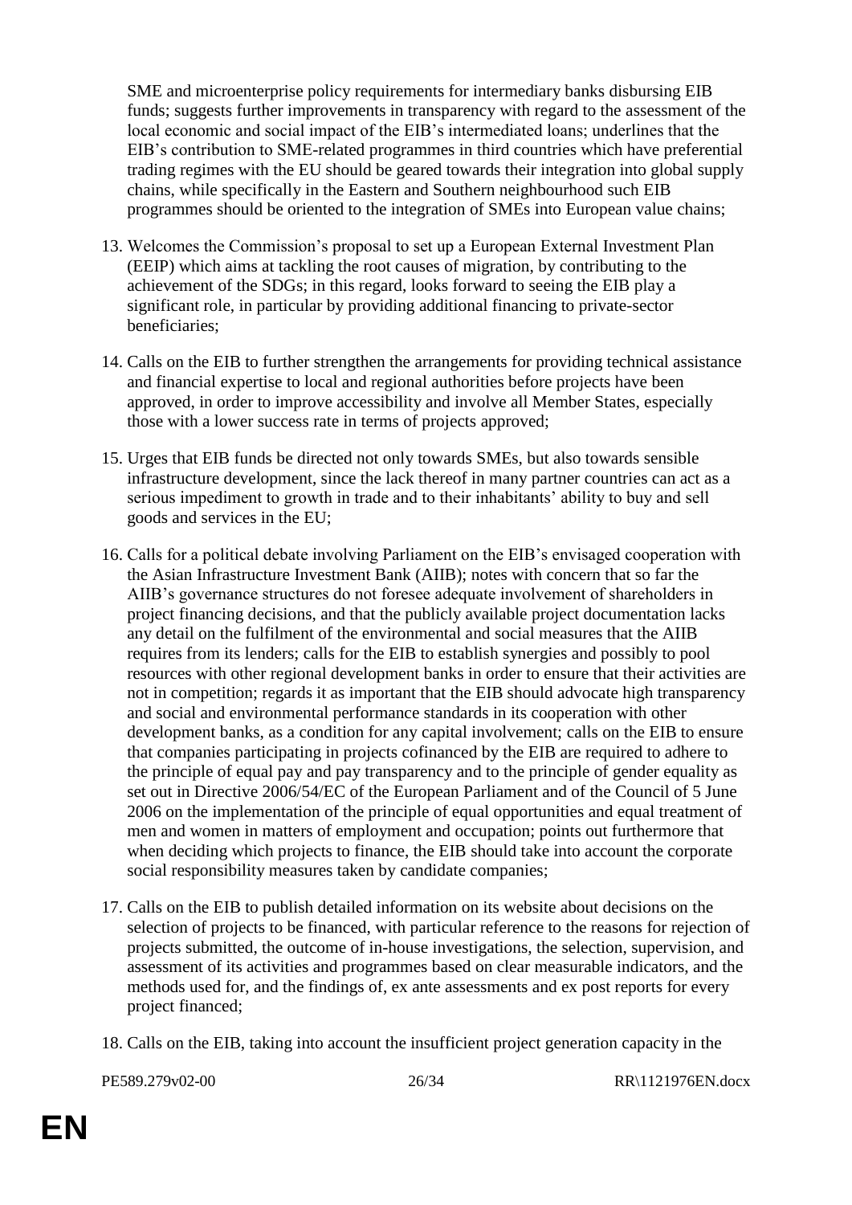SME and microenterprise policy requirements for intermediary banks disbursing EIB funds; suggests further improvements in transparency with regard to the assessment of the local economic and social impact of the EIB's intermediated loans; underlines that the EIB's contribution to SME-related programmes in third countries which have preferential trading regimes with the EU should be geared towards their integration into global supply chains, while specifically in the Eastern and Southern neighbourhood such EIB programmes should be oriented to the integration of SMEs into European value chains;

13. Welcomes the Commission's proposal to set up a European External Investment Plan (EEIP) which aims at tackling the root causes of migration, by contributing to the achievement of the SDGs; in this regard, looks forward to seeing the EIB play a significant role, in particular by providing additional financing to private-sector beneficiaries;

14. Calls on the EIB to further strengthen the arrangements for providing technical assistance and financial expertise to local and regional authorities before projects have been approved, in order to improve accessibility and involve all Member States, especially those with a lower success rate in terms of projects approved;

15. Urges that EIB funds be directed not only towards SMEs, but also towards sensible infrastructure development, since the lack thereof in many partner countries can act as a serious impediment to growth in trade and to their inhabitants' ability to buy and sell goods and services in the EU;

16. Calls for a political debate involving Parliament on the EIB's envisaged cooperation with the Asian Infrastructure Investment Bank (AIIB); notes with concern that so far the AIIB's governance structures do not foresee adequate involvement of shareholders in project financing decisions, and that the publicly available project documentation lacks any detail on the fulfilment of the environmental and social measures that the AIIB requires from its lenders; calls for the EIB to establish synergies and possibly to pool resources with other regional development banks in order to ensure that their activities are not in competition; regards it as important that the EIB should advocate high transparency and social and environmental performance standards in its cooperation with other development banks, as a condition for any capital involvement; calls on the EIB to ensure that companies participating in projects cofinanced by the EIB are required to adhere to the principle of equal pay and pay transparency and to the principle of gender equality as set out in Directive 2006/54/EC of the European Parliament and of the Council of 5 June 2006 on the implementation of the principle of equal opportunities and equal treatment of men and women in matters of employment and occupation; points out furthermore that when deciding which projects to finance, the EIB should take into account the corporate social responsibility measures taken by candidate companies;

17. Calls on the EIB to publish detailed information on its website about decisions on the selection of projects to be financed, with particular reference to the reasons for rejection of projects submitted, the outcome of in-house investigations, the selection, supervision, and assessment of its activities and programmes based on clear measurable indicators, and the methods used for, and the findings of, ex ante assessments and ex post reports for every project financed;

18. Calls on the EIB, taking into account the insufficient project generation capacity in the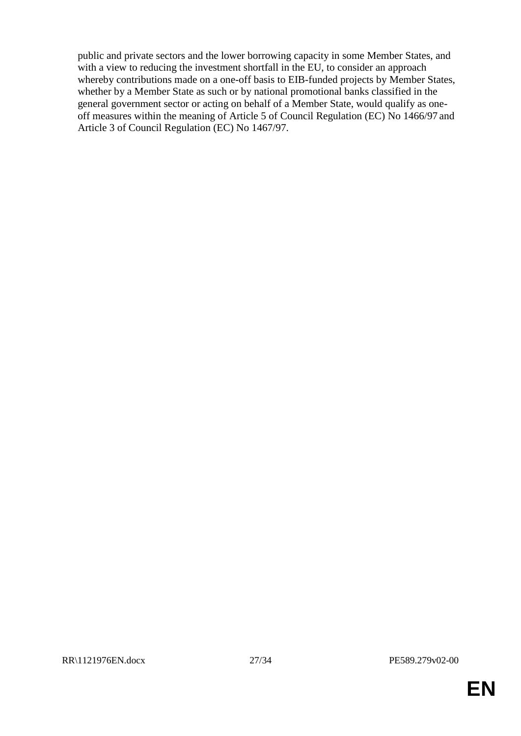public and private sectors and the lower borrowing capacity in some Member States, and with a view to reducing the investment shortfall in the EU, to consider an approach whereby contributions made on a one-off basis to EIB-funded projects by Member States, whether by a Member State as such or by national promotional banks classified in the general government sector or acting on behalf of a Member State, would qualify as one-off measures within the meaning of Article 5 of Council Regulation (EC) No 1466/97 and Article 3 of Council Regulation (EC) No 1467/97.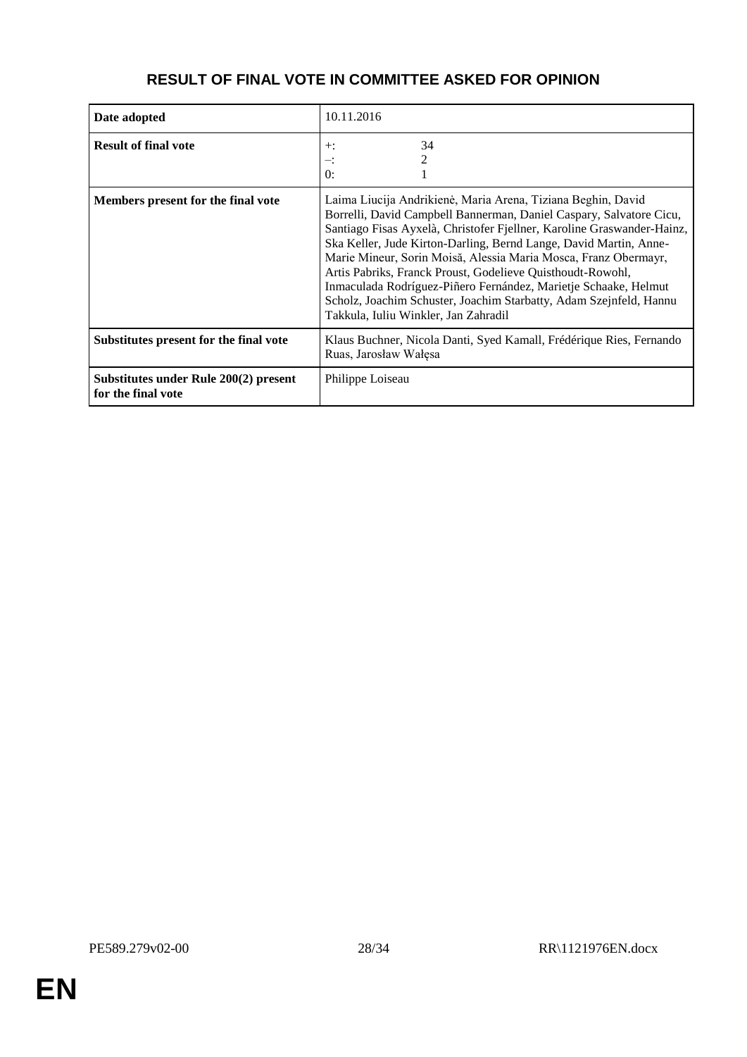## RESULT OF FINAL VOTE IN COMMITTEE ASKED FOR OPINION

| | |
|---|---|
| **Date adopted** | 10.11.2016 |
| **Result of final vote** | +: 34<br>–: 2<br>0: 1 |
| **Members present for the final vote** | Laima Liucija Andrikienė, Maria Arena, Tiziana Beghin, David Borrelli, David Campbell Bannerman, Daniel Caspary, Salvatore Cicu, Santiago Fisas Ayxelà, Christofer Fjellner, Karoline Graswander-Hainz, Ska Keller, Jude Kirton-Darling, Bernd Lange, David Martin, Anne-Marie Mineur, Sorin Moisă, Alessia Maria Mosca, Franz Obermayr, Artis Pabriks, Franck Proust, Godelieve Quisthoudt-Rowohl, Inmaculada Rodríguez-Piñero Fernández, Marietje Schaake, Helmut Scholz, Joachim Schuster, Joachim Starbatty, Adam Szejnfeld, Hannu Takkula, Iuliu Winkler, Jan Zahradil |
| **Substitutes present for the final vote** | Klaus Buchner, Nicola Danti, Syed Kamall, Frédérique Ries, Fernando Ruas, Jarosław Wałęsa |
| **Substitutes under Rule 200(2) present for the final vote** | Philippe Loiseau |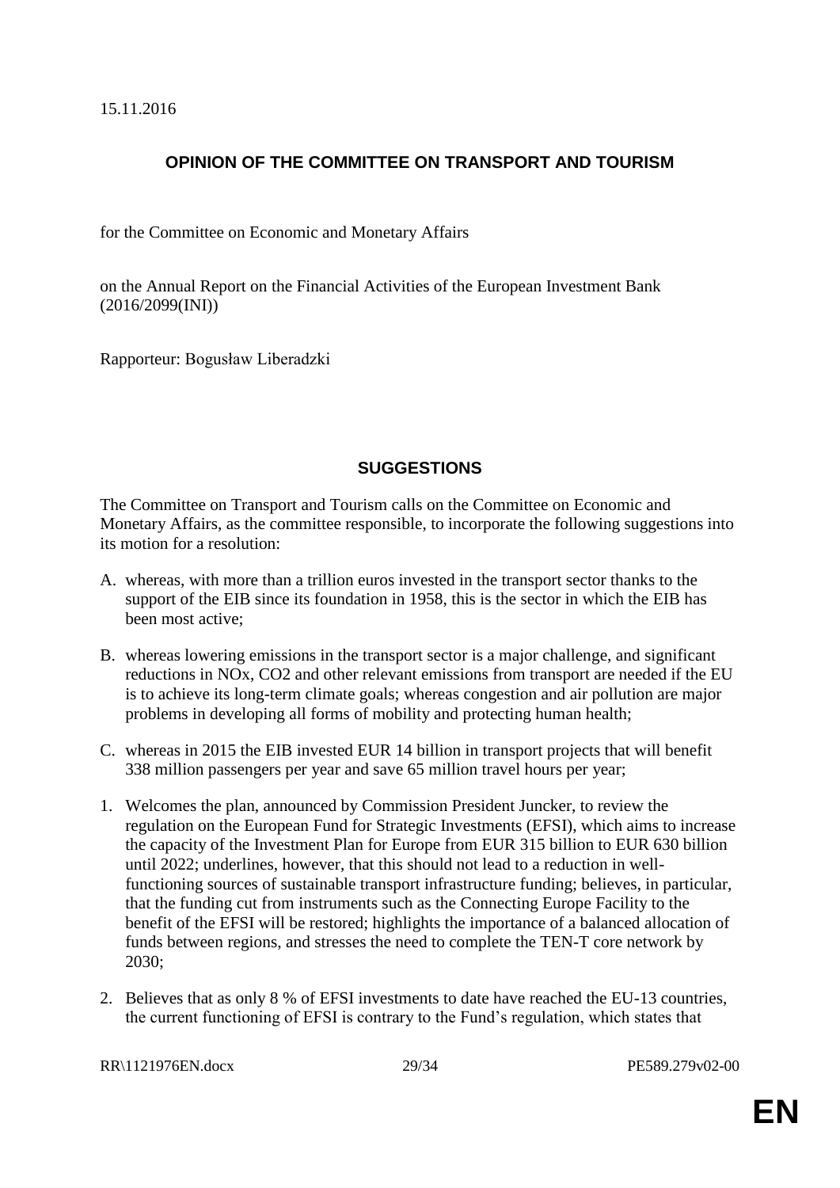15.11.2016

## OPINION OF THE COMMITTEE ON TRANSPORT AND TOURISM

for the Committee on Economic and Monetary Affairs

on the Annual Report on the Financial Activities of the European Investment Bank (2016/2099(INI))

Rapporteur: Bogusław Liberadzki

## SUGGESTIONS

The Committee on Transport and Tourism calls on the Committee on Economic and Monetary Affairs, as the committee responsible, to incorporate the following suggestions into its motion for a resolution:

A. whereas, with more than a trillion euros invested in the transport sector thanks to the support of the EIB since its foundation in 1958, this is the sector in which the EIB has been most active;

B. whereas lowering emissions in the transport sector is a major challenge, and significant reductions in NOx, CO2 and other relevant emissions from transport are needed if the EU is to achieve its long-term climate goals; whereas congestion and air pollution are major problems in developing all forms of mobility and protecting human health;

C. whereas in 2015 the EIB invested EUR 14 billion in transport projects that will benefit 338 million passengers per year and save 65 million travel hours per year;

1. Welcomes the plan, announced by Commission President Juncker, to review the regulation on the European Fund for Strategic Investments (EFSI), which aims to increase the capacity of the Investment Plan for Europe from EUR 315 billion to EUR 630 billion until 2022; underlines, however, that this should not lead to a reduction in well-functioning sources of sustainable transport infrastructure funding; believes, in particular, that the funding cut from instruments such as the Connecting Europe Facility to the benefit of the EFSI will be restored; highlights the importance of a balanced allocation of funds between regions, and stresses the need to complete the TEN-T core network by 2030;

2. Believes that as only 8 % of EFSI investments to date have reached the EU-13 countries, the current functioning of EFSI is contrary to the Fund's regulation, which states that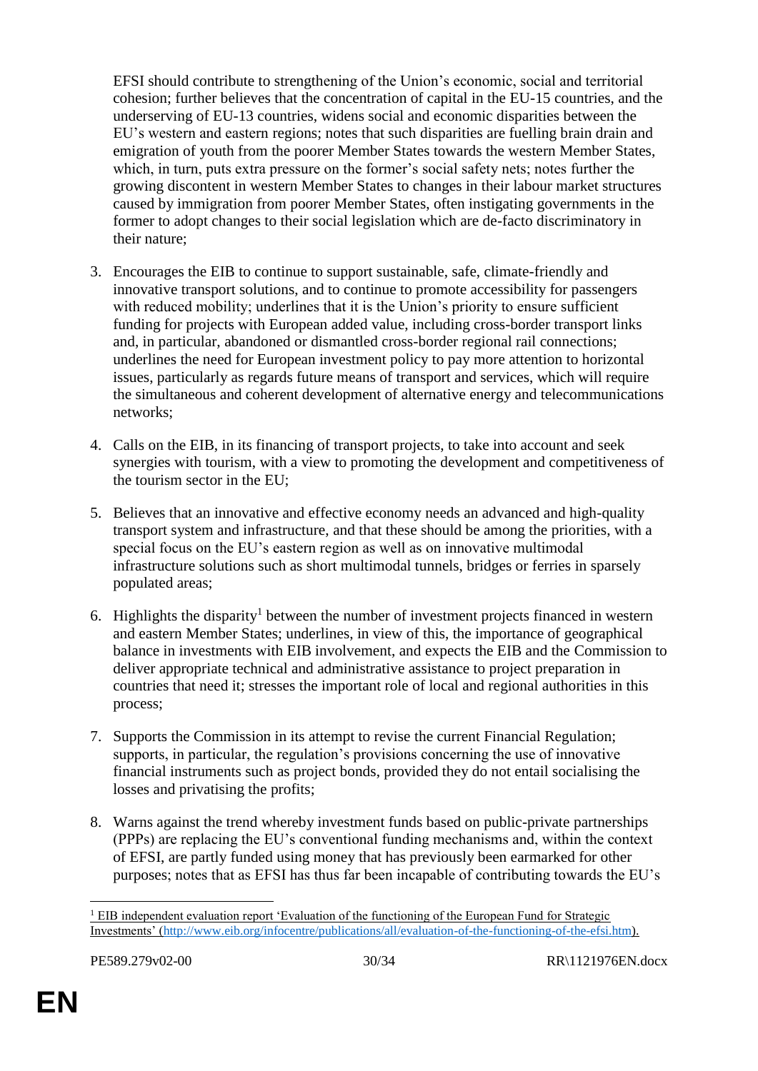EFSI should contribute to strengthening of the Union's economic, social and territorial cohesion; further believes that the concentration of capital in the EU-15 countries, and the underserving of EU-13 countries, widens social and economic disparities between the EU's western and eastern regions; notes that such disparities are fuelling brain drain and emigration of youth from the poorer Member States towards the western Member States, which, in turn, puts extra pressure on the former's social safety nets; notes further the growing discontent in western Member States to changes in their labour market structures caused by immigration from poorer Member States, often instigating governments in the former to adopt changes to their social legislation which are de-facto discriminatory in their nature;

3. Encourages the EIB to continue to support sustainable, safe, climate-friendly and innovative transport solutions, and to continue to promote accessibility for passengers with reduced mobility; underlines that it is the Union's priority to ensure sufficient funding for projects with European added value, including cross-border transport links and, in particular, abandoned or dismantled cross-border regional rail connections; underlines the need for European investment policy to pay more attention to horizontal issues, particularly as regards future means of transport and services, which will require the simultaneous and coherent development of alternative energy and telecommunications networks;

4. Calls on the EIB, in its financing of transport projects, to take into account and seek synergies with tourism, with a view to promoting the development and competitiveness of the tourism sector in the EU;

5. Believes that an innovative and effective economy needs an advanced and high-quality transport system and infrastructure, and that these should be among the priorities, with a special focus on the EU's eastern region as well as on innovative multimodal infrastructure solutions such as short multimodal tunnels, bridges or ferries in sparsely populated areas;

6. Highlights the disparity[1] between the number of investment projects financed in western and eastern Member States; underlines, in view of this, the importance of geographical balance in investments with EIB involvement, and expects the EIB and the Commission to deliver appropriate technical and administrative assistance to project preparation in countries that need it; stresses the important role of local and regional authorities in this process;

7. Supports the Commission in its attempt to revise the current Financial Regulation; supports, in particular, the regulation's provisions concerning the use of innovative financial instruments such as project bonds, provided they do not entail socialising the losses and privatising the profits;

8. Warns against the trend whereby investment funds based on public-private partnerships (PPPs) are replacing the EU's conventional funding mechanisms and, within the context of EFSI, are partly funded using money that has previously been earmarked for other purposes; notes that as EFSI has thus far been incapable of contributing towards the EU's

---

[1] EIB independent evaluation report 'Evaluation of the functioning of the European Fund for Strategic Investments' (http://www.eib.org/infocentre/publications/all/evaluation-of-the-functioning-of-the-efsi.htm).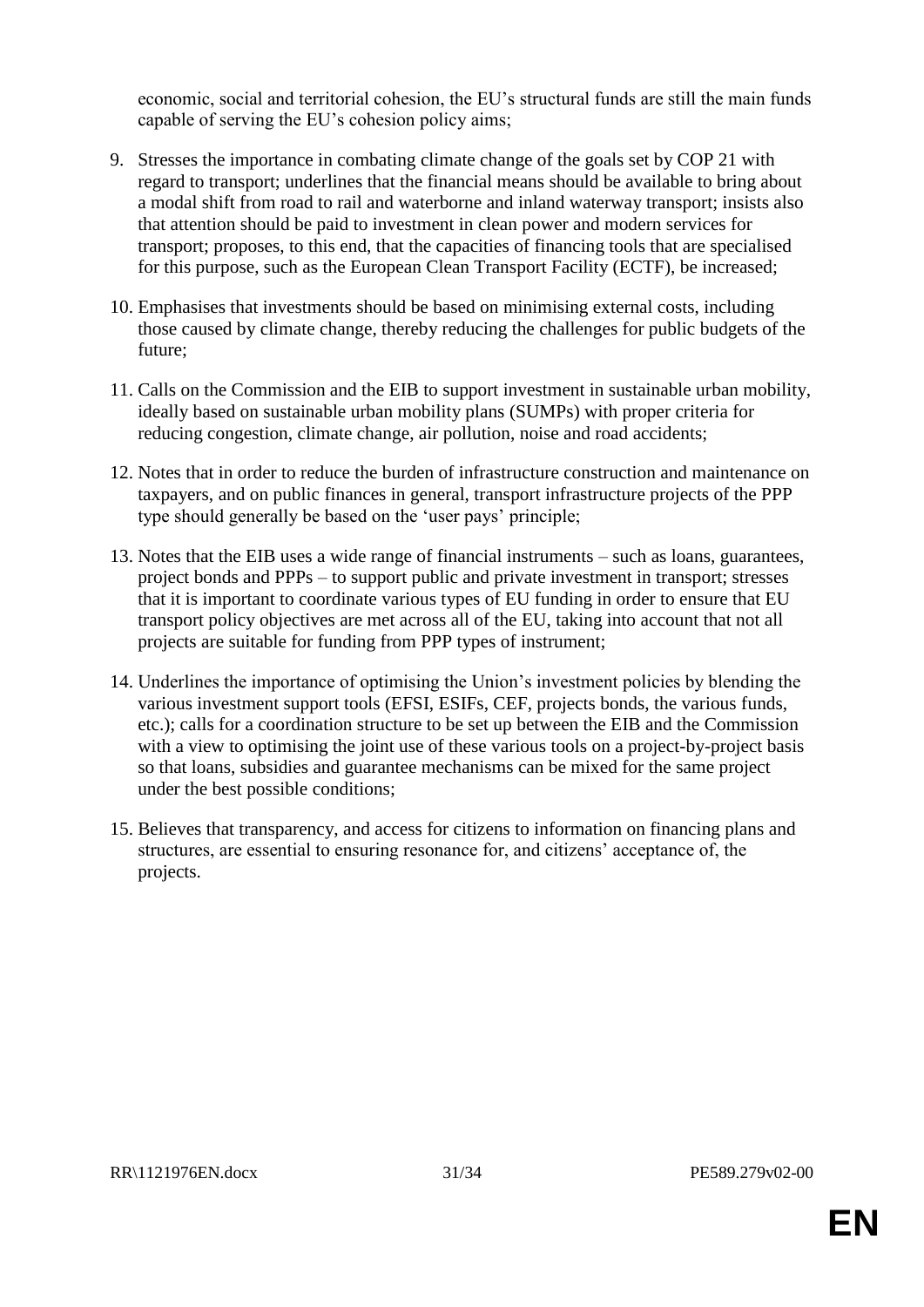economic, social and territorial cohesion, the EU's structural funds are still the main funds capable of serving the EU's cohesion policy aims;

9. Stresses the importance in combating climate change of the goals set by COP 21 with regard to transport; underlines that the financial means should be available to bring about a modal shift from road to rail and waterborne and inland waterway transport; insists also that attention should be paid to investment in clean power and modern services for transport; proposes, to this end, that the capacities of financing tools that are specialised for this purpose, such as the European Clean Transport Facility (ECTF), be increased;

10. Emphasises that investments should be based on minimising external costs, including those caused by climate change, thereby reducing the challenges for public budgets of the future;

11. Calls on the Commission and the EIB to support investment in sustainable urban mobility, ideally based on sustainable urban mobility plans (SUMPs) with proper criteria for reducing congestion, climate change, air pollution, noise and road accidents;

12. Notes that in order to reduce the burden of infrastructure construction and maintenance on taxpayers, and on public finances in general, transport infrastructure projects of the PPP type should generally be based on the 'user pays' principle;

13. Notes that the EIB uses a wide range of financial instruments – such as loans, guarantees, project bonds and PPPs – to support public and private investment in transport; stresses that it is important to coordinate various types of EU funding in order to ensure that EU transport policy objectives are met across all of the EU, taking into account that not all projects are suitable for funding from PPP types of instrument;

14. Underlines the importance of optimising the Union's investment policies by blending the various investment support tools (EFSI, ESIFs, CEF, projects bonds, the various funds, etc.); calls for a coordination structure to be set up between the EIB and the Commission with a view to optimising the joint use of these various tools on a project-by-project basis so that loans, subsidies and guarantee mechanisms can be mixed for the same project under the best possible conditions;

15. Believes that transparency, and access for citizens to information on financing plans and structures, are essential to ensuring resonance for, and citizens' acceptance of, the projects.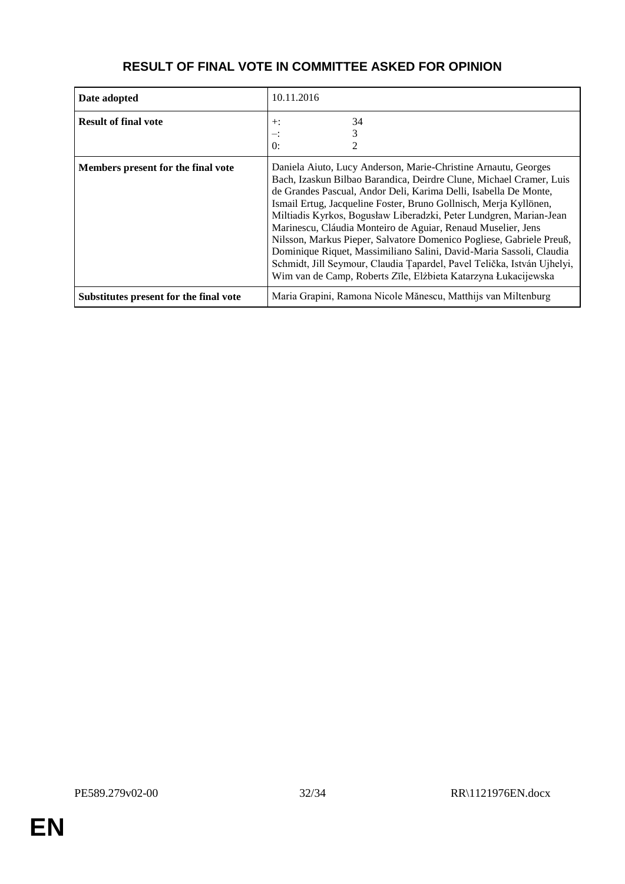## RESULT OF FINAL VOTE IN COMMITTEE ASKED FOR OPINION

| | |
|---|---|
| **Date adopted** | 10.11.2016 |
| **Result of final vote** | +: 34<br>–: 3<br>0: 2 |
| **Members present for the final vote** | Daniela Aiuto, Lucy Anderson, Marie-Christine Arnautu, Georges Bach, Izaskun Bilbao Barandica, Deirdre Clune, Michael Cramer, Luis de Grandes Pascual, Andor Deli, Karima Delli, Isabella De Monte, Ismail Ertug, Jacqueline Foster, Bruno Gollnisch, Merja Kyllönen, Miltiadis Kyrkos, Bogusław Liberadzki, Peter Lundgren, Marian-Jean Marinescu, Cláudia Monteiro de Aguiar, Renaud Muselier, Jens Nilsson, Markus Pieper, Salvatore Domenico Pogliese, Gabriele Preuß, Dominique Riquet, Massimiliano Salini, David-Maria Sassoli, Claudia Schmidt, Jill Seymour, Claudia Țapardel, Pavel Telička, István Ujhelyi, Wim van de Camp, Roberts Zīle, Elżbieta Katarzyna Łukacijewska |
| **Substitutes present for the final vote** | Maria Grapini, Ramona Nicole Mănescu, Matthijs van Miltenburg |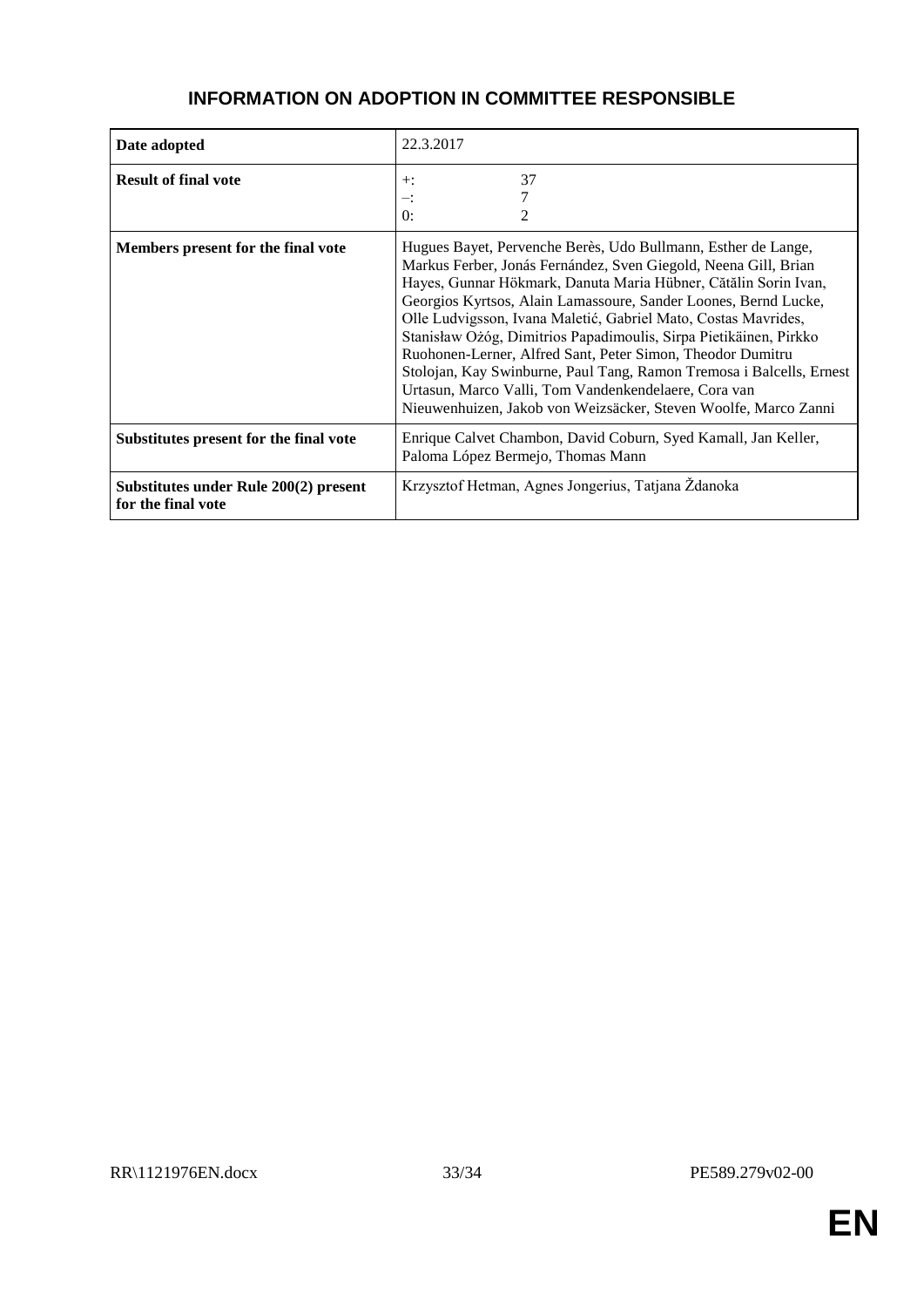## INFORMATION ON ADOPTION IN COMMITTEE RESPONSIBLE

| | |
|---|---|
| **Date adopted** | 22.3.2017 |
| **Result of final vote** | +: 37<br>–: 7<br>0: 2 |
| **Members present for the final vote** | Hugues Bayet, Pervenche Berès, Udo Bullmann, Esther de Lange, Markus Ferber, Jonás Fernández, Sven Giegold, Neena Gill, Brian Hayes, Gunnar Hökmark, Danuta Maria Hübner, Cătălin Sorin Ivan, Georgios Kyrtsos, Alain Lamassoure, Sander Loones, Bernd Lucke, Olle Ludvigsson, Ivana Maletić, Gabriel Mato, Costas Mavrides, Stanisław Ożóg, Dimitrios Papadimoulis, Sirpa Pietikäinen, Pirkko Ruohonen-Lerner, Alfred Sant, Peter Simon, Theodor Dumitru Stolojan, Kay Swinburne, Paul Tang, Ramon Tremosa i Balcells, Ernest Urtasun, Marco Valli, Tom Vandenkendelaere, Cora van Nieuwenhuizen, Jakob von Weizsäcker, Steven Woolfe, Marco Zanni |
| **Substitutes present for the final vote** | Enrique Calvet Chambon, David Coburn, Syed Kamall, Jan Keller, Paloma López Bermejo, Thomas Mann |
| **Substitutes under Rule 200(2) present for the final vote** | Krzysztof Hetman, Agnes Jongerius, Tatjana Ždanoka |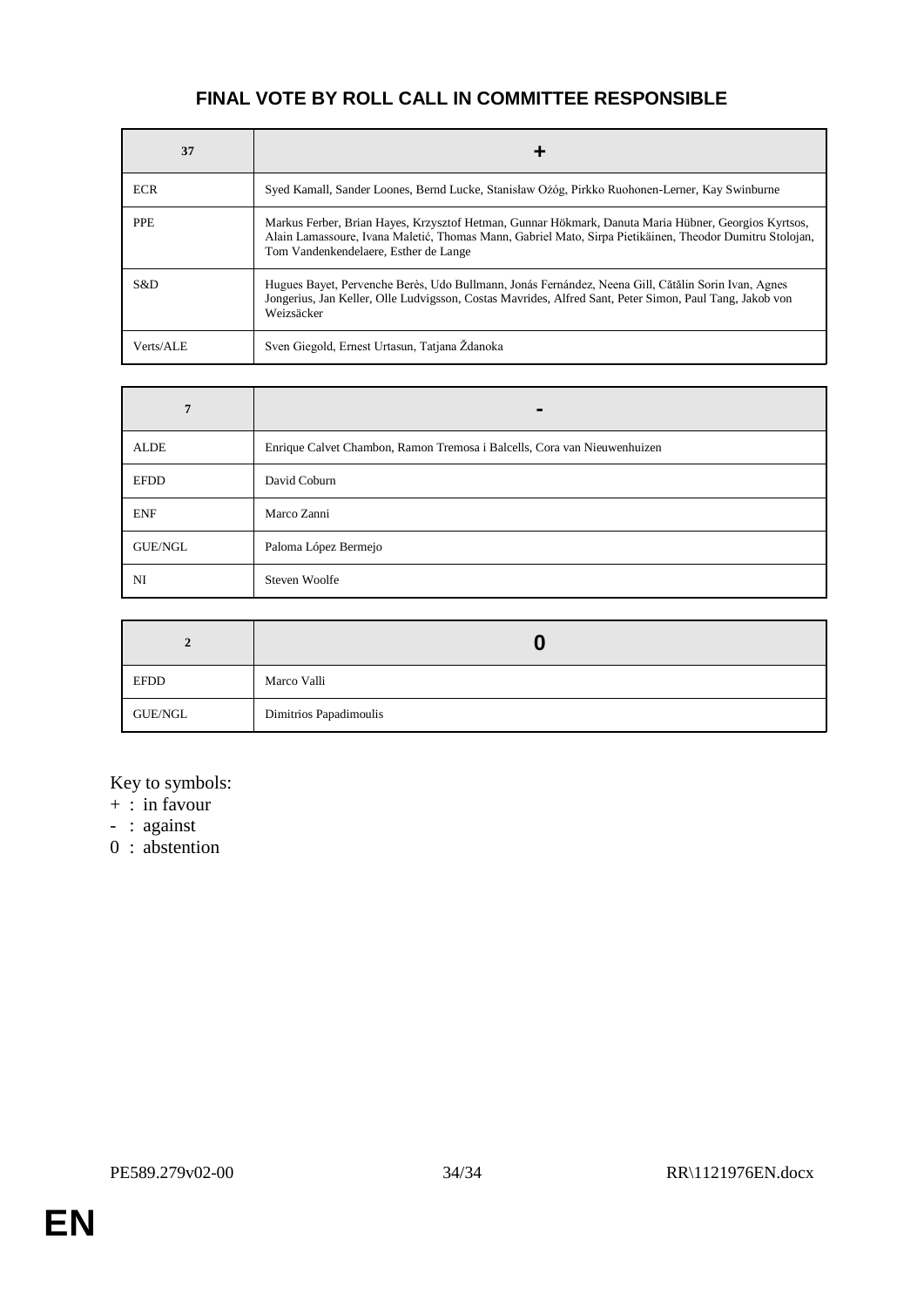## FINAL VOTE BY ROLL CALL IN COMMITTEE RESPONSIBLE

| 37 | + |
|---|---|
| ECR | Syed Kamall, Sander Loones, Bernd Lucke, Stanisław Ożóg, Pirkko Ruohonen-Lerner, Kay Swinburne |
| PPE | Markus Ferber, Brian Hayes, Krzysztof Hetman, Gunnar Hökmark, Danuta Maria Hübner, Georgios Kyrtsos, Alain Lamassoure, Ivana Maletić, Thomas Mann, Gabriel Mato, Sirpa Pietikäinen, Theodor Dumitru Stolojan, Tom Vandenkendelaere, Esther de Lange |
| S&D | Hugues Bayet, Pervenche Berès, Udo Bullmann, Jonás Fernández, Neena Gill, Cătălin Sorin Ivan, Agnes Jongerius, Jan Keller, Olle Ludvigsson, Costas Mavrides, Alfred Sant, Peter Simon, Paul Tang, Jakob von Weizsäcker |
| Verts/ALE | Sven Giegold, Ernest Urtasun, Tatjana Ždanoka |

| 7 | - |
|---|---|
| ALDE | Enrique Calvet Chambon, Ramon Tremosa i Balcells, Cora van Nieuwenhuizen |
| EFDD | David Coburn |
| ENF | Marco Zanni |
| GUE/NGL | Paloma López Bermejo |
| NI | Steven Woolfe |

| 2 | 0 |
|---|---|
| EFDD | Marco Valli |
| GUE/NGL | Dimitrios Papadimoulis |

Key to symbols:
+ : in favour
- : against
0 : abstention